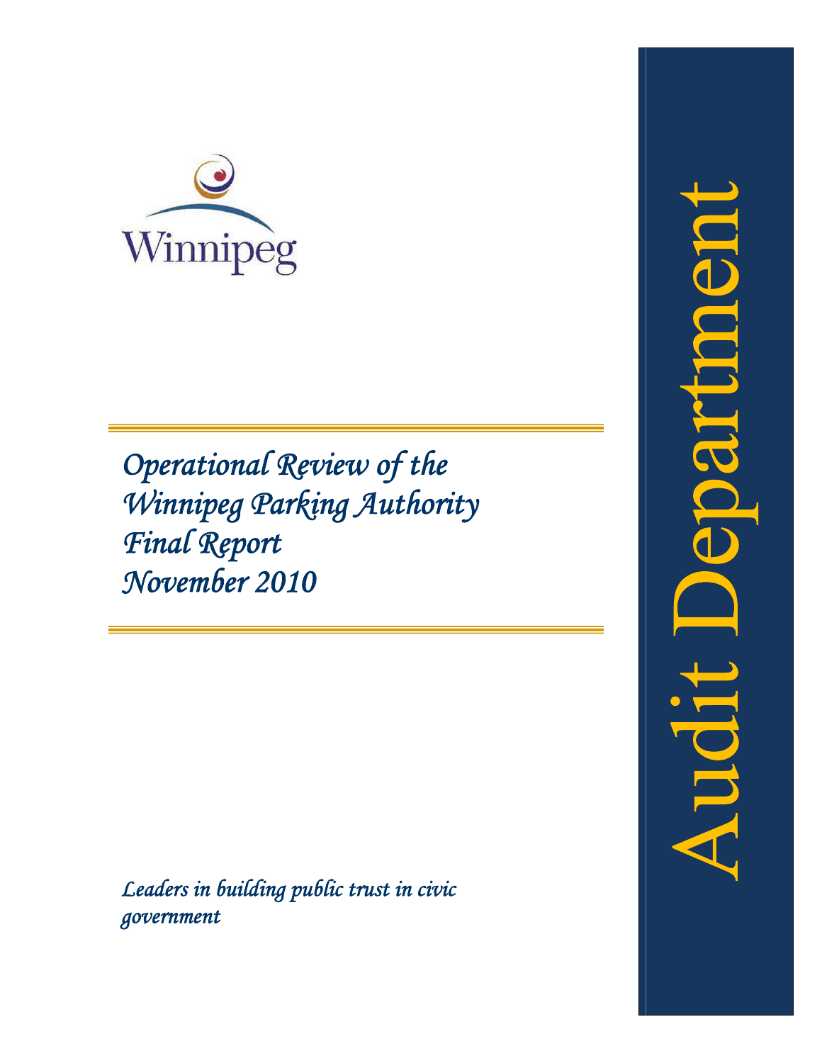Winnipeg

# *Operational Review of the Winnipeg Parking Authority Final Report November 2010*

*Leaders in building public trust in civic government*

Audit Department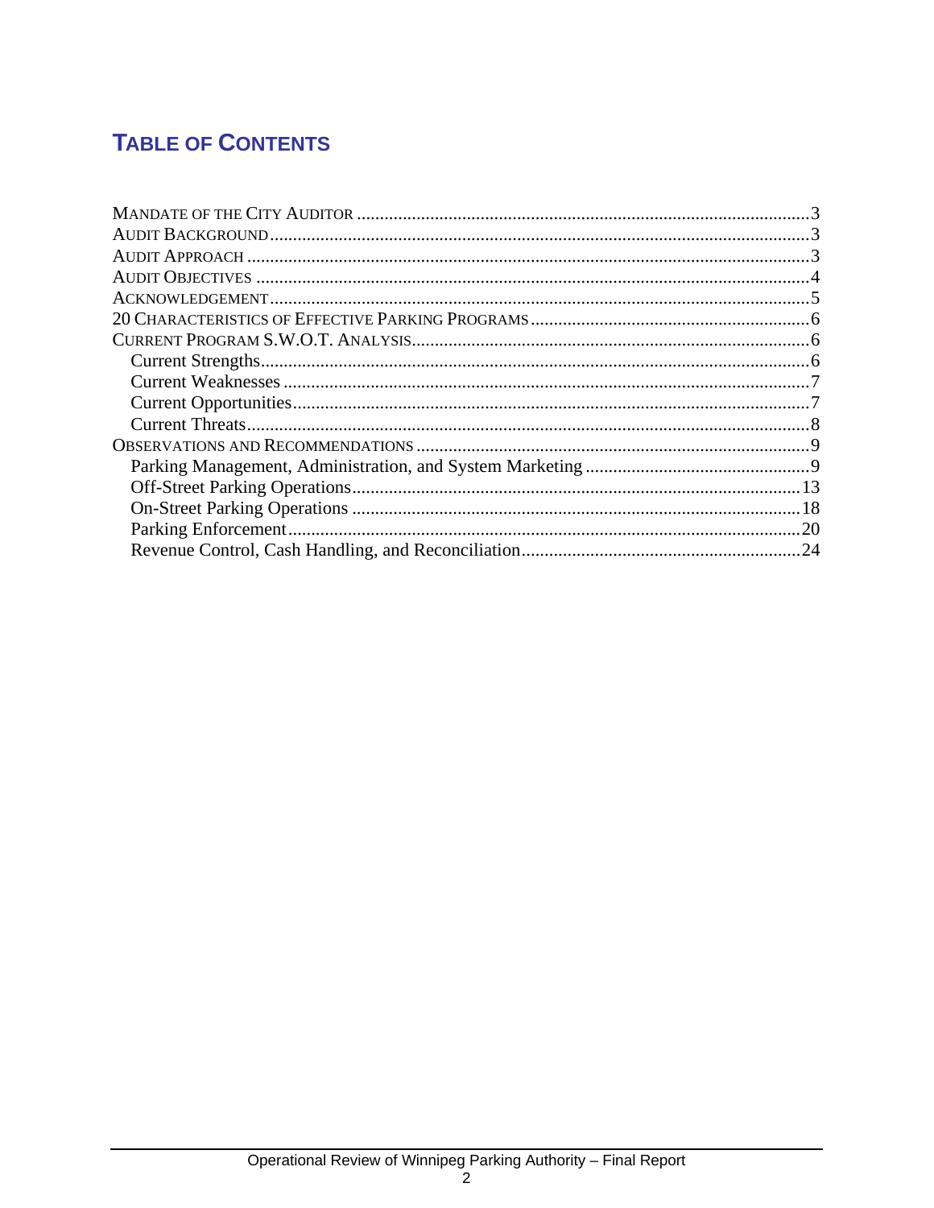## TABLE OF CONTENTS

- MANDATE OF THE CITY AUDITOR ........ 3
- AUDIT BACKGROUND ........ 3
- AUDIT APPROACH ........ 3
- AUDIT OBJECTIVES ........ 4
- ACKNOWLEDGEMENT ........ 5
- 20 CHARACTERISTICS OF EFFECTIVE PARKING PROGRAMS ........ 6
- CURRENT PROGRAM S.W.O.T. ANALYSIS ........ 6
  - Current Strengths ........ 6
  - Current Weaknesses ........ 7
  - Current Opportunities ........ 7
  - Current Threats ........ 8
- OBSERVATIONS AND RECOMMENDATIONS ........ 9
  - Parking Management, Administration, and System Marketing ........ 9
  - Off-Street Parking Operations ........ 13
  - On-Street Parking Operations ........ 18
  - Parking Enforcement ........ 20
  - Revenue Control, Cash Handling, and Reconciliation ........ 24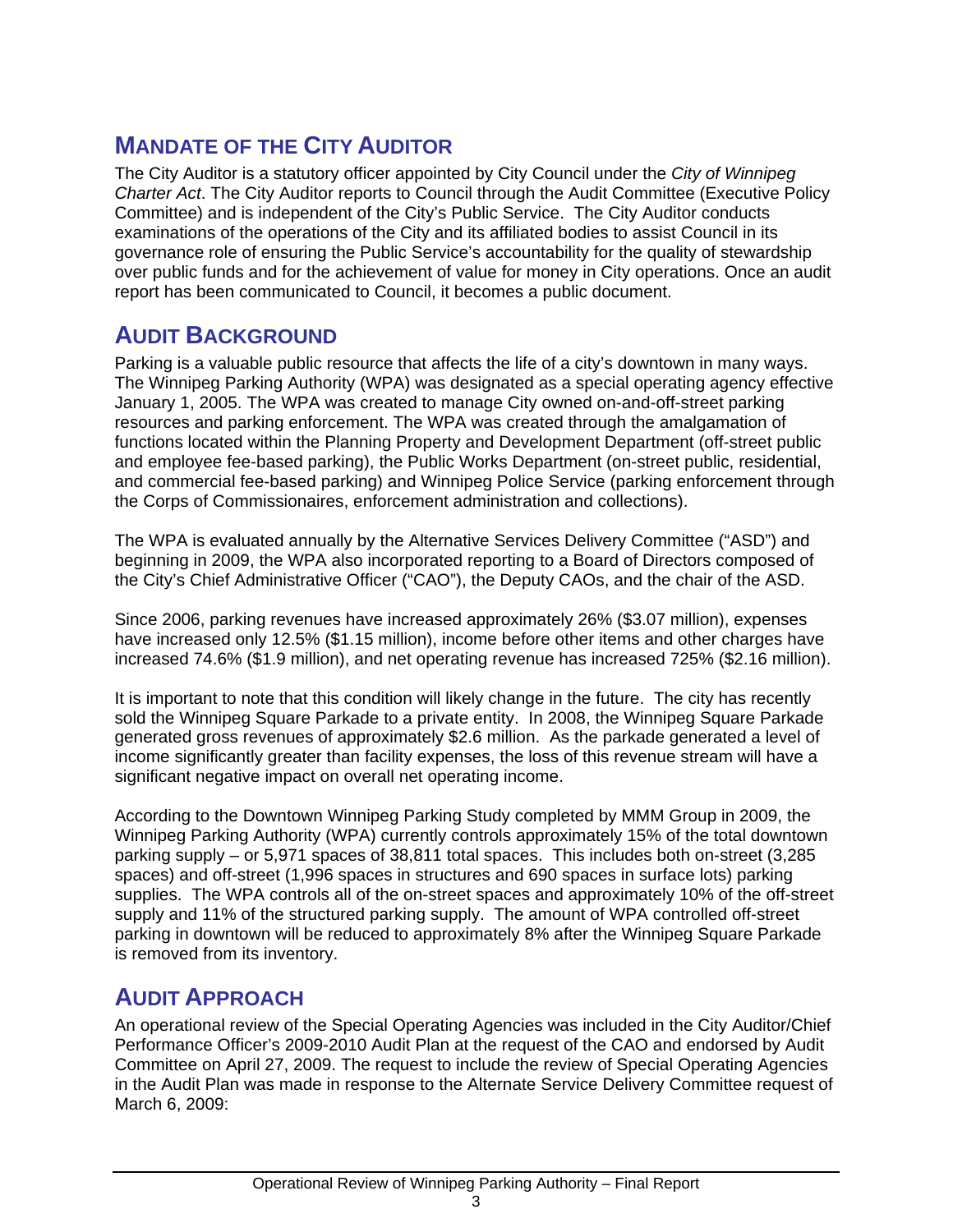## MANDATE OF THE CITY AUDITOR

The City Auditor is a statutory officer appointed by City Council under the *City of Winnipeg Charter Act*. The City Auditor reports to Council through the Audit Committee (Executive Policy Committee) and is independent of the City's Public Service. The City Auditor conducts examinations of the operations of the City and its affiliated bodies to assist Council in its governance role of ensuring the Public Service's accountability for the quality of stewardship over public funds and for the achievement of value for money in City operations. Once an audit report has been communicated to Council, it becomes a public document.

## AUDIT BACKGROUND

Parking is a valuable public resource that affects the life of a city's downtown in many ways. The Winnipeg Parking Authority (WPA) was designated as a special operating agency effective January 1, 2005. The WPA was created to manage City owned on-and-off-street parking resources and parking enforcement. The WPA was created through the amalgamation of functions located within the Planning Property and Development Department (off-street public and employee fee-based parking), the Public Works Department (on-street public, residential, and commercial fee-based parking) and Winnipeg Police Service (parking enforcement through the Corps of Commissionaires, enforcement administration and collections).

The WPA is evaluated annually by the Alternative Services Delivery Committee ("ASD") and beginning in 2009, the WPA also incorporated reporting to a Board of Directors composed of the City's Chief Administrative Officer ("CAO"), the Deputy CAOs, and the chair of the ASD.

Since 2006, parking revenues have increased approximately 26% ($3.07 million), expenses have increased only 12.5% ($1.15 million), income before other items and other charges have increased 74.6% ($1.9 million), and net operating revenue has increased 725% ($2.16 million).

It is important to note that this condition will likely change in the future. The city has recently sold the Winnipeg Square Parkade to a private entity. In 2008, the Winnipeg Square Parkade generated gross revenues of approximately $2.6 million. As the parkade generated a level of income significantly greater than facility expenses, the loss of this revenue stream will have a significant negative impact on overall net operating income.

According to the Downtown Winnipeg Parking Study completed by MMM Group in 2009, the Winnipeg Parking Authority (WPA) currently controls approximately 15% of the total downtown parking supply – or 5,971 spaces of 38,811 total spaces. This includes both on-street (3,285 spaces) and off-street (1,996 spaces in structures and 690 spaces in surface lots) parking supplies. The WPA controls all of the on-street spaces and approximately 10% of the off-street supply and 11% of the structured parking supply. The amount of WPA controlled off-street parking in downtown will be reduced to approximately 8% after the Winnipeg Square Parkade is removed from its inventory.

## AUDIT APPROACH

An operational review of the Special Operating Agencies was included in the City Auditor/Chief Performance Officer's 2009-2010 Audit Plan at the request of the CAO and endorsed by Audit Committee on April 27, 2009. The request to include the review of Special Operating Agencies in the Audit Plan was made in response to the Alternate Service Delivery Committee request of March 6, 2009: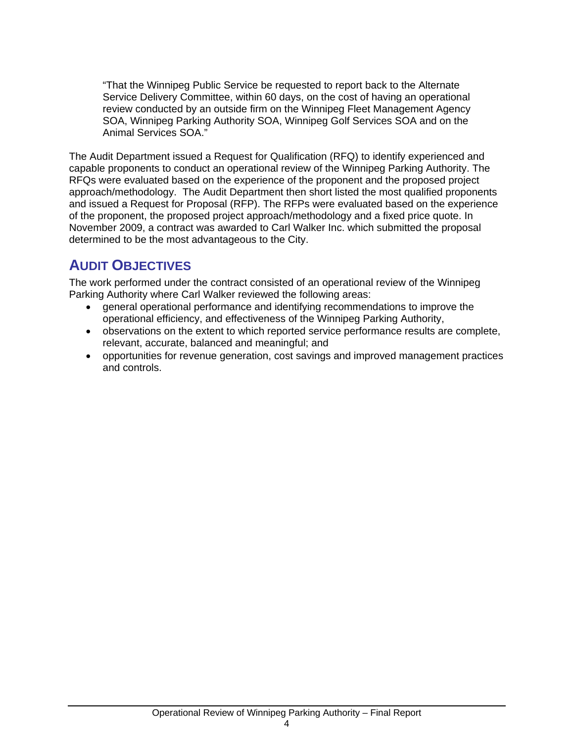> "That the Winnipeg Public Service be requested to report back to the Alternate Service Delivery Committee, within 60 days, on the cost of having an operational review conducted by an outside firm on the Winnipeg Fleet Management Agency SOA, Winnipeg Parking Authority SOA, Winnipeg Golf Services SOA and on the Animal Services SOA."

The Audit Department issued a Request for Qualification (RFQ) to identify experienced and capable proponents to conduct an operational review of the Winnipeg Parking Authority. The RFQs were evaluated based on the experience of the proponent and the proposed project approach/methodology. The Audit Department then short listed the most qualified proponents and issued a Request for Proposal (RFP). The RFPs were evaluated based on the experience of the proponent, the proposed project approach/methodology and a fixed price quote. In November 2009, a contract was awarded to Carl Walker Inc. which submitted the proposal determined to be the most advantageous to the City.

## AUDIT OBJECTIVES

The work performed under the contract consisted of an operational review of the Winnipeg Parking Authority where Carl Walker reviewed the following areas:

- general operational performance and identifying recommendations to improve the operational efficiency, and effectiveness of the Winnipeg Parking Authority,
- observations on the extent to which reported service performance results are complete, relevant, accurate, balanced and meaningful; and
- opportunities for revenue generation, cost savings and improved management practices and controls.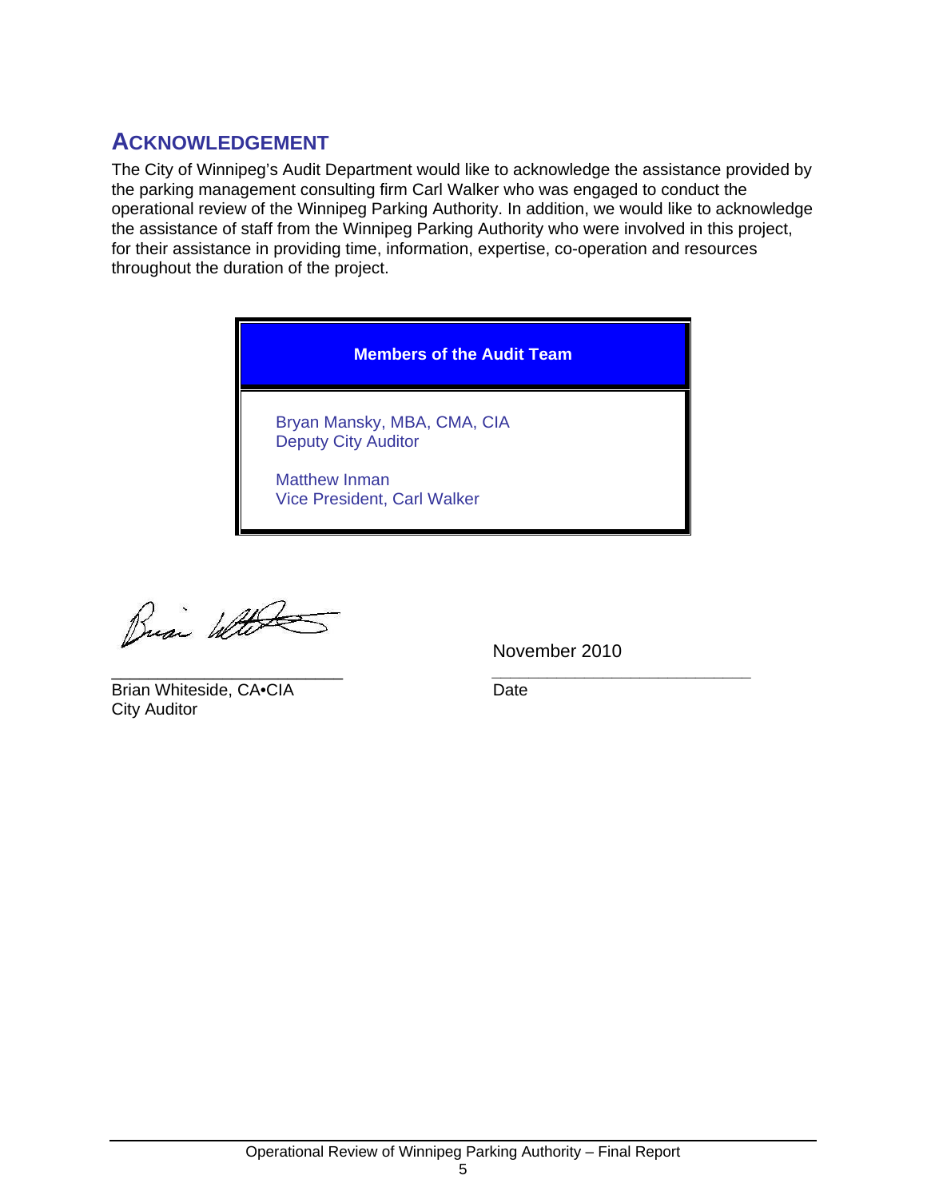## ACKNOWLEDGEMENT

The City of Winnipeg's Audit Department would like to acknowledge the assistance provided by the parking management consulting firm Carl Walker who was engaged to conduct the operational review of the Winnipeg Parking Authority. In addition, we would like to acknowledge the assistance of staff from the Winnipeg Parking Authority who were involved in this project, for their assistance in providing time, information, expertise, co-operation and resources throughout the duration of the project.

| Members of the Audit Team |
| --- |
| Bryan Mansky, MBA, CMA, CIA<br>Deputy City Auditor<br><br>Matthew Inman<br>Vice President, Carl Walker |

\_\_\_\_\_\_\_\_\_\_\_\_\_\_\_\_\_\_\_\_\_\_\_\_\_\_\_\_
Brian Whiteside, CA•CIA
City Auditor

November 2010
\_\_\_\_\_\_\_\_\_\_\_\_\_\_\_\_\_\_\_\_\_\_\_\_\_\_\_\_
Date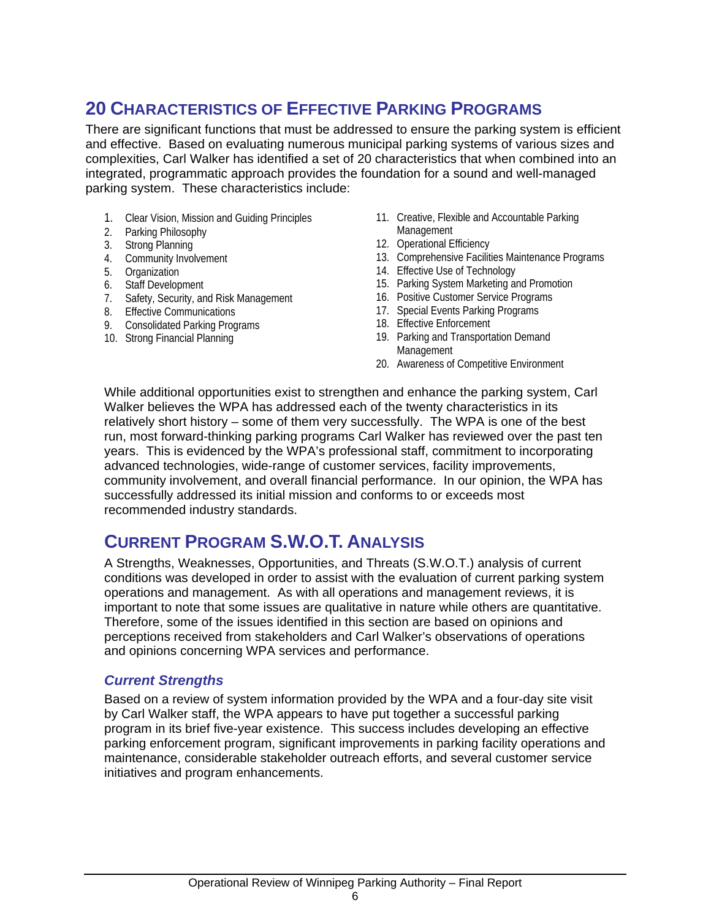## 20 Characteristics of Effective Parking Programs

There are significant functions that must be addressed to ensure the parking system is efficient and effective. Based on evaluating numerous municipal parking systems of various sizes and complexities, Carl Walker has identified a set of 20 characteristics that when combined into an integrated, programmatic approach provides the foundation for a sound and well-managed parking system. These characteristics include:

1. Clear Vision, Mission and Guiding Principles
2. Parking Philosophy
3. Strong Planning
4. Community Involvement
5. Organization
6. Staff Development
7. Safety, Security, and Risk Management
8. Effective Communications
9. Consolidated Parking Programs
10. Strong Financial Planning
11. Creative, Flexible and Accountable Parking Management
12. Operational Efficiency
13. Comprehensive Facilities Maintenance Programs
14. Effective Use of Technology
15. Parking System Marketing and Promotion
16. Positive Customer Service Programs
17. Special Events Parking Programs
18. Effective Enforcement
19. Parking and Transportation Demand Management
20. Awareness of Competitive Environment

While additional opportunities exist to strengthen and enhance the parking system, Carl Walker believes the WPA has addressed each of the twenty characteristics in its relatively short history – some of them very successfully. The WPA is one of the best run, most forward-thinking parking programs Carl Walker has reviewed over the past ten years. This is evidenced by the WPA's professional staff, commitment to incorporating advanced technologies, wide-range of customer services, facility improvements, community involvement, and overall financial performance. In our opinion, the WPA has successfully addressed its initial mission and conforms to or exceeds most recommended industry standards.

## Current Program S.W.O.T. Analysis

A Strengths, Weaknesses, Opportunities, and Threats (S.W.O.T.) analysis of current conditions was developed in order to assist with the evaluation of current parking system operations and management. As with all operations and management reviews, it is important to note that some issues are qualitative in nature while others are quantitative. Therefore, some of the issues identified in this section are based on opinions and perceptions received from stakeholders and Carl Walker's observations of operations and opinions concerning WPA services and performance.

### *Current Strengths*

Based on a review of system information provided by the WPA and a four-day site visit by Carl Walker staff, the WPA appears to have put together a successful parking program in its brief five-year existence. This success includes developing an effective parking enforcement program, significant improvements in parking facility operations and maintenance, considerable stakeholder outreach efforts, and several customer service initiatives and program enhancements.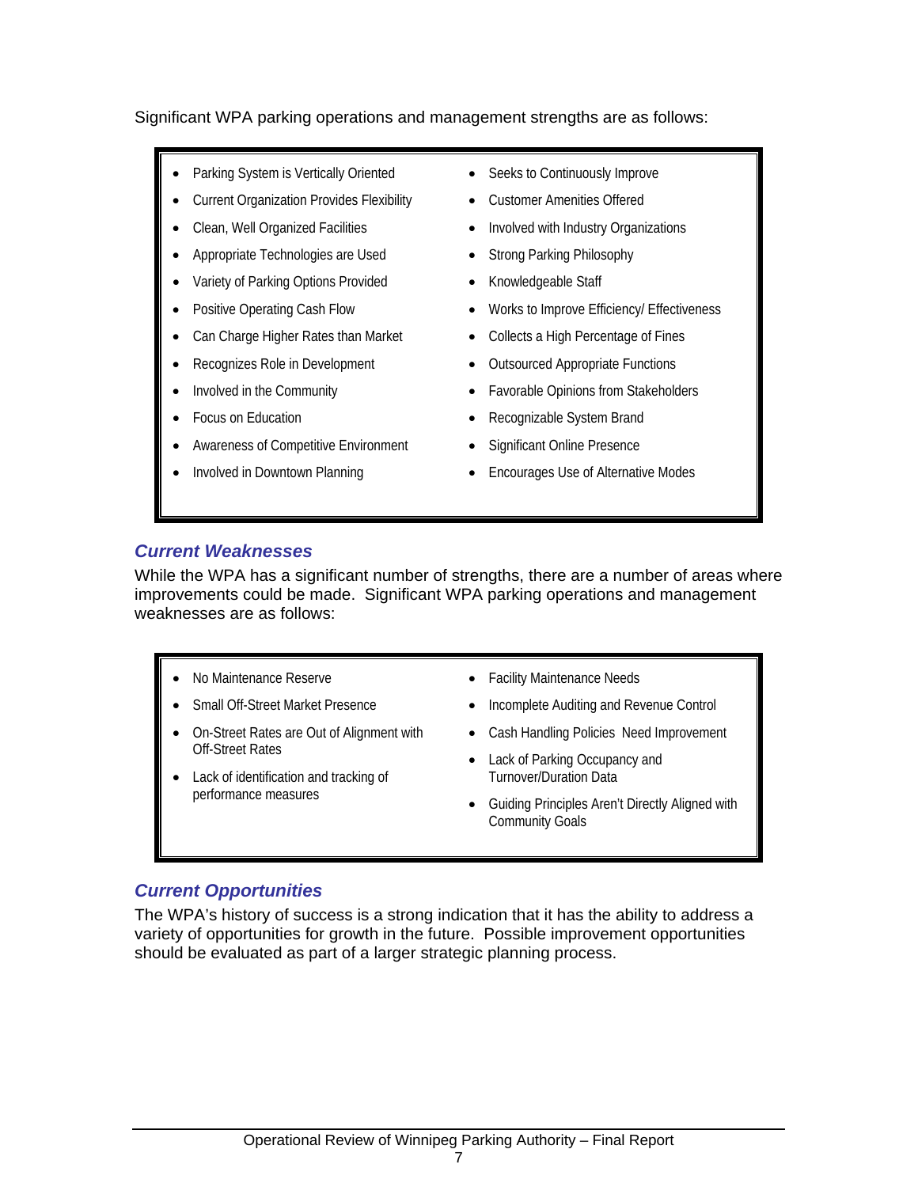Significant WPA parking operations and management strengths are as follows:

- Parking System is Vertically Oriented
- Current Organization Provides Flexibility
- Clean, Well Organized Facilities
- Appropriate Technologies are Used
- Variety of Parking Options Provided
- Positive Operating Cash Flow
- Can Charge Higher Rates than Market
- Recognizes Role in Development
- Involved in the Community
- Focus on Education
- Awareness of Competitive Environment
- Involved in Downtown Planning
- Seeks to Continuously Improve
- Customer Amenities Offered
- Involved with Industry Organizations
- Strong Parking Philosophy
- Knowledgeable Staff
- Works to Improve Efficiency/ Effectiveness
- Collects a High Percentage of Fines
- Outsourced Appropriate Functions
- Favorable Opinions from Stakeholders
- Recognizable System Brand
- Significant Online Presence
- Encourages Use of Alternative Modes

### *Current Weaknesses*

While the WPA has a significant number of strengths, there are a number of areas where improvements could be made. Significant WPA parking operations and management weaknesses are as follows:

- No Maintenance Reserve
- Small Off-Street Market Presence
- On-Street Rates are Out of Alignment with Off-Street Rates
- Lack of identification and tracking of performance measures
- Facility Maintenance Needs
- Incomplete Auditing and Revenue Control
- Cash Handling Policies Need Improvement
- Lack of Parking Occupancy and Turnover/Duration Data
- Guiding Principles Aren't Directly Aligned with Community Goals

### *Current Opportunities*

The WPA's history of success is a strong indication that it has the ability to address a variety of opportunities for growth in the future. Possible improvement opportunities should be evaluated as part of a larger strategic planning process.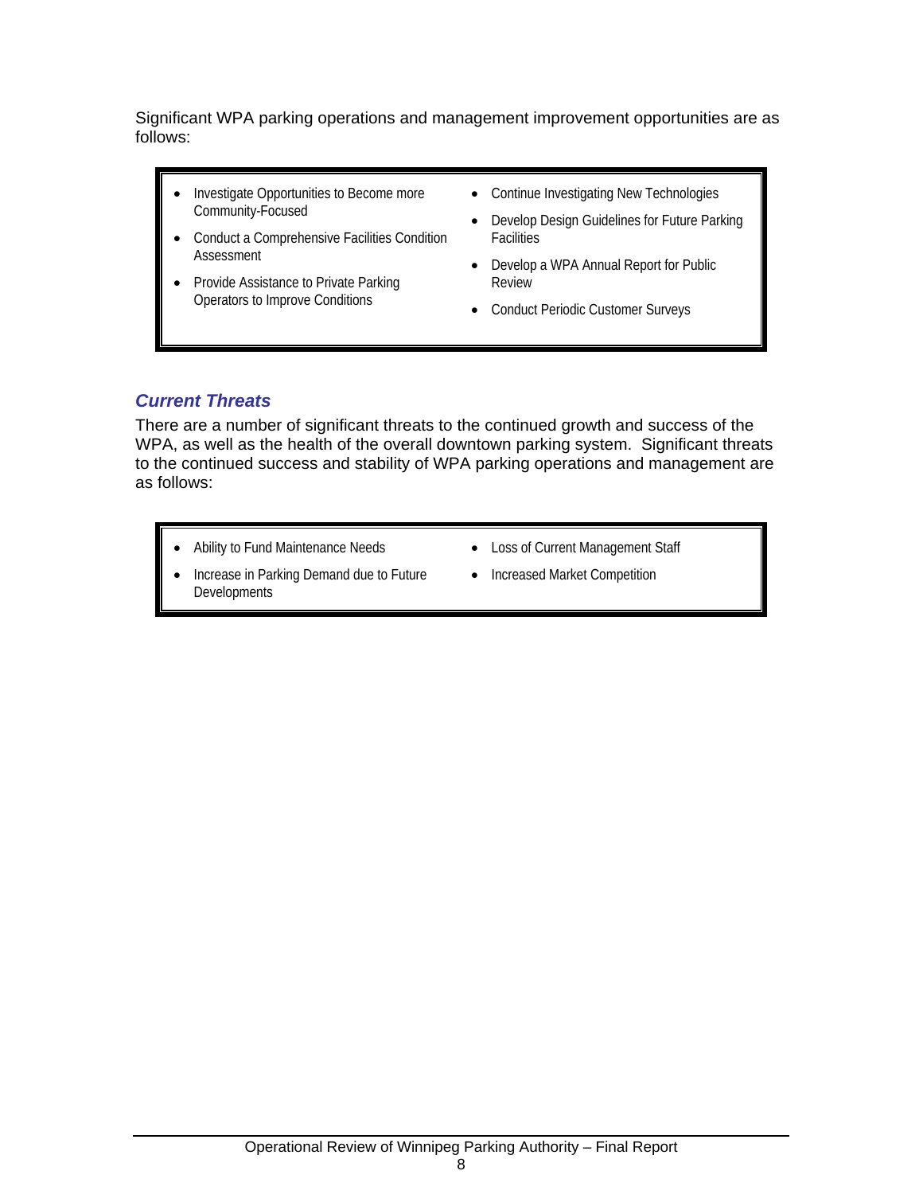Significant WPA parking operations and management improvement opportunities are as follows:

- Investigate Opportunities to Become more Community-Focused
- Conduct a Comprehensive Facilities Condition Assessment
- Provide Assistance to Private Parking Operators to Improve Conditions
- Continue Investigating New Technologies
- Develop Design Guidelines for Future Parking Facilities
- Develop a WPA Annual Report for Public Review
- Conduct Periodic Customer Surveys

### *Current Threats*

There are a number of significant threats to the continued growth and success of the WPA, as well as the health of the overall downtown parking system. Significant threats to the continued success and stability of WPA parking operations and management are as follows:

- Ability to Fund Maintenance Needs
- Increase in Parking Demand due to Future Developments
- Loss of Current Management Staff
- Increased Market Competition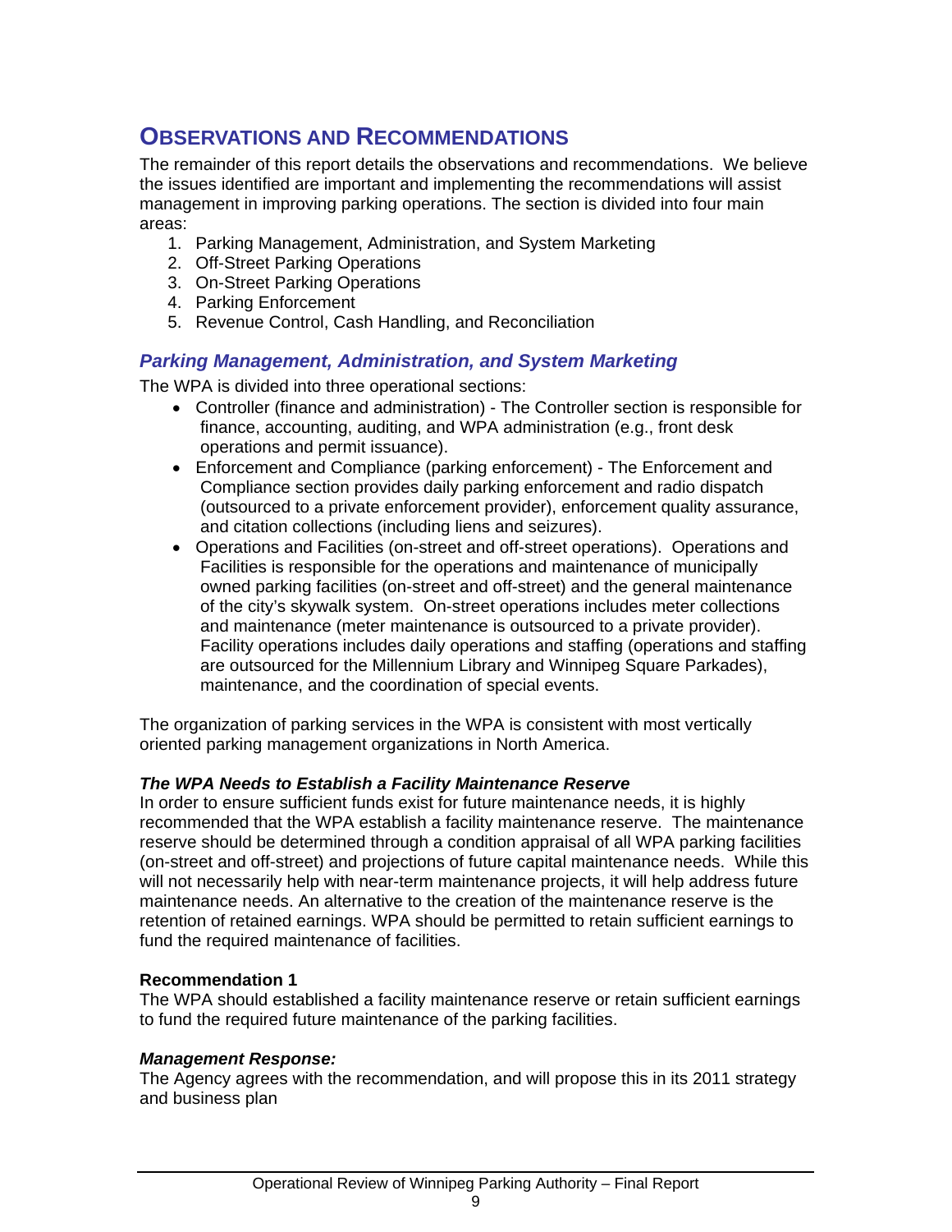## Observations and Recommendations

The remainder of this report details the observations and recommendations. We believe the issues identified are important and implementing the recommendations will assist management in improving parking operations. The section is divided into four main areas:

1. Parking Management, Administration, and System Marketing
2. Off-Street Parking Operations
3. On-Street Parking Operations
4. Parking Enforcement
5. Revenue Control, Cash Handling, and Reconciliation

### *Parking Management, Administration, and System Marketing*

The WPA is divided into three operational sections:

- Controller (finance and administration) - The Controller section is responsible for finance, accounting, auditing, and WPA administration (e.g., front desk operations and permit issuance).
- Enforcement and Compliance (parking enforcement) - The Enforcement and Compliance section provides daily parking enforcement and radio dispatch (outsourced to a private enforcement provider), enforcement quality assurance, and citation collections (including liens and seizures).
- Operations and Facilities (on-street and off-street operations). Operations and Facilities is responsible for the operations and maintenance of municipally owned parking facilities (on-street and off-street) and the general maintenance of the city's skywalk system. On-street operations includes meter collections and maintenance (meter maintenance is outsourced to a private provider). Facility operations includes daily operations and staffing (operations and staffing are outsourced for the Millennium Library and Winnipeg Square Parkades), maintenance, and the coordination of special events.

The organization of parking services in the WPA is consistent with most vertically oriented parking management organizations in North America.

***The WPA Needs to Establish a Facility Maintenance Reserve***

In order to ensure sufficient funds exist for future maintenance needs, it is highly recommended that the WPA establish a facility maintenance reserve. The maintenance reserve should be determined through a condition appraisal of all WPA parking facilities (on-street and off-street) and projections of future capital maintenance needs. While this will not necessarily help with near-term maintenance projects, it will help address future maintenance needs. An alternative to the creation of the maintenance reserve is the retention of retained earnings. WPA should be permitted to retain sufficient earnings to fund the required maintenance of facilities.

**Recommendation 1**

The WPA should established a facility maintenance reserve or retain sufficient earnings to fund the required future maintenance of the parking facilities.

***Management Response:***

The Agency agrees with the recommendation, and will propose this in its 2011 strategy and business plan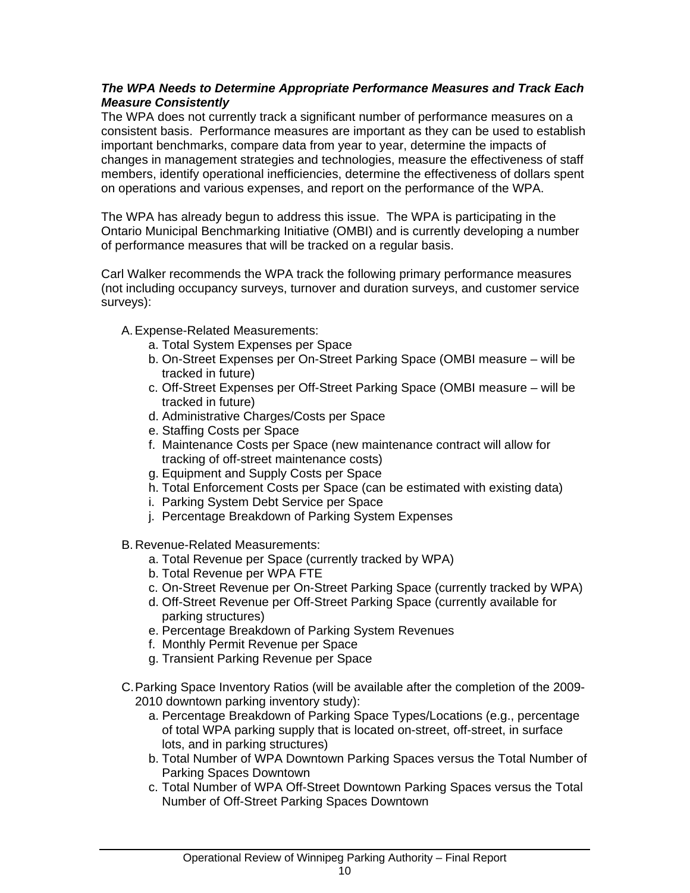***The WPA Needs to Determine Appropriate Performance Measures and Track Each Measure Consistently***

The WPA does not currently track a significant number of performance measures on a consistent basis. Performance measures are important as they can be used to establish important benchmarks, compare data from year to year, determine the impacts of changes in management strategies and technologies, measure the effectiveness of staff members, identify operational inefficiencies, determine the effectiveness of dollars spent on operations and various expenses, and report on the performance of the WPA.

The WPA has already begun to address this issue. The WPA is participating in the Ontario Municipal Benchmarking Initiative (OMBI) and is currently developing a number of performance measures that will be tracked on a regular basis.

Carl Walker recommends the WPA track the following primary performance measures (not including occupancy surveys, turnover and duration surveys, and customer service surveys):

A. Expense-Related Measurements:
   a. Total System Expenses per Space
   b. On-Street Expenses per On-Street Parking Space (OMBI measure – will be tracked in future)
   c. Off-Street Expenses per Off-Street Parking Space (OMBI measure – will be tracked in future)
   d. Administrative Charges/Costs per Space
   e. Staffing Costs per Space
   f. Maintenance Costs per Space (new maintenance contract will allow for tracking of off-street maintenance costs)
   g. Equipment and Supply Costs per Space
   h. Total Enforcement Costs per Space (can be estimated with existing data)
   i. Parking System Debt Service per Space
   j. Percentage Breakdown of Parking System Expenses

B. Revenue-Related Measurements:
   a. Total Revenue per Space (currently tracked by WPA)
   b. Total Revenue per WPA FTE
   c. On-Street Revenue per On-Street Parking Space (currently tracked by WPA)
   d. Off-Street Revenue per Off-Street Parking Space (currently available for parking structures)
   e. Percentage Breakdown of Parking System Revenues
   f. Monthly Permit Revenue per Space
   g. Transient Parking Revenue per Space

C. Parking Space Inventory Ratios (will be available after the completion of the 2009-2010 downtown parking inventory study):
   a. Percentage Breakdown of Parking Space Types/Locations (e.g., percentage of total WPA parking supply that is located on-street, off-street, in surface lots, and in parking structures)
   b. Total Number of WPA Downtown Parking Spaces versus the Total Number of Parking Spaces Downtown
   c. Total Number of WPA Off-Street Downtown Parking Spaces versus the Total Number of Off-Street Parking Spaces Downtown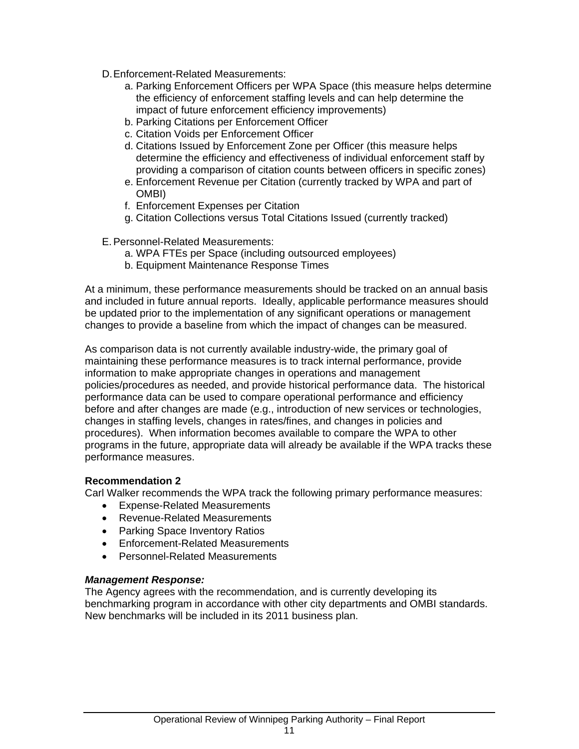D. Enforcement-Related Measurements:
   a. Parking Enforcement Officers per WPA Space (this measure helps determine the efficiency of enforcement staffing levels and can help determine the impact of future enforcement efficiency improvements)
   b. Parking Citations per Enforcement Officer
   c. Citation Voids per Enforcement Officer
   d. Citations Issued by Enforcement Zone per Officer (this measure helps determine the efficiency and effectiveness of individual enforcement staff by providing a comparison of citation counts between officers in specific zones)
   e. Enforcement Revenue per Citation (currently tracked by WPA and part of OMBI)
   f. Enforcement Expenses per Citation
   g. Citation Collections versus Total Citations Issued (currently tracked)

E. Personnel-Related Measurements:
   a. WPA FTEs per Space (including outsourced employees)
   b. Equipment Maintenance Response Times

At a minimum, these performance measurements should be tracked on an annual basis and included in future annual reports. Ideally, applicable performance measures should be updated prior to the implementation of any significant operations or management changes to provide a baseline from which the impact of changes can be measured.

As comparison data is not currently available industry-wide, the primary goal of maintaining these performance measures is to track internal performance, provide information to make appropriate changes in operations and management policies/procedures as needed, and provide historical performance data. The historical performance data can be used to compare operational performance and efficiency before and after changes are made (e.g., introduction of new services or technologies, changes in staffing levels, changes in rates/fines, and changes in policies and procedures). When information becomes available to compare the WPA to other programs in the future, appropriate data will already be available if the WPA tracks these performance measures.

**Recommendation 2**
Carl Walker recommends the WPA track the following primary performance measures:

- Expense-Related Measurements
- Revenue-Related Measurements
- Parking Space Inventory Ratios
- Enforcement-Related Measurements
- Personnel-Related Measurements

***Management Response:***
The Agency agrees with the recommendation, and is currently developing its benchmarking program in accordance with other city departments and OMBI standards. New benchmarks will be included in its 2011 business plan.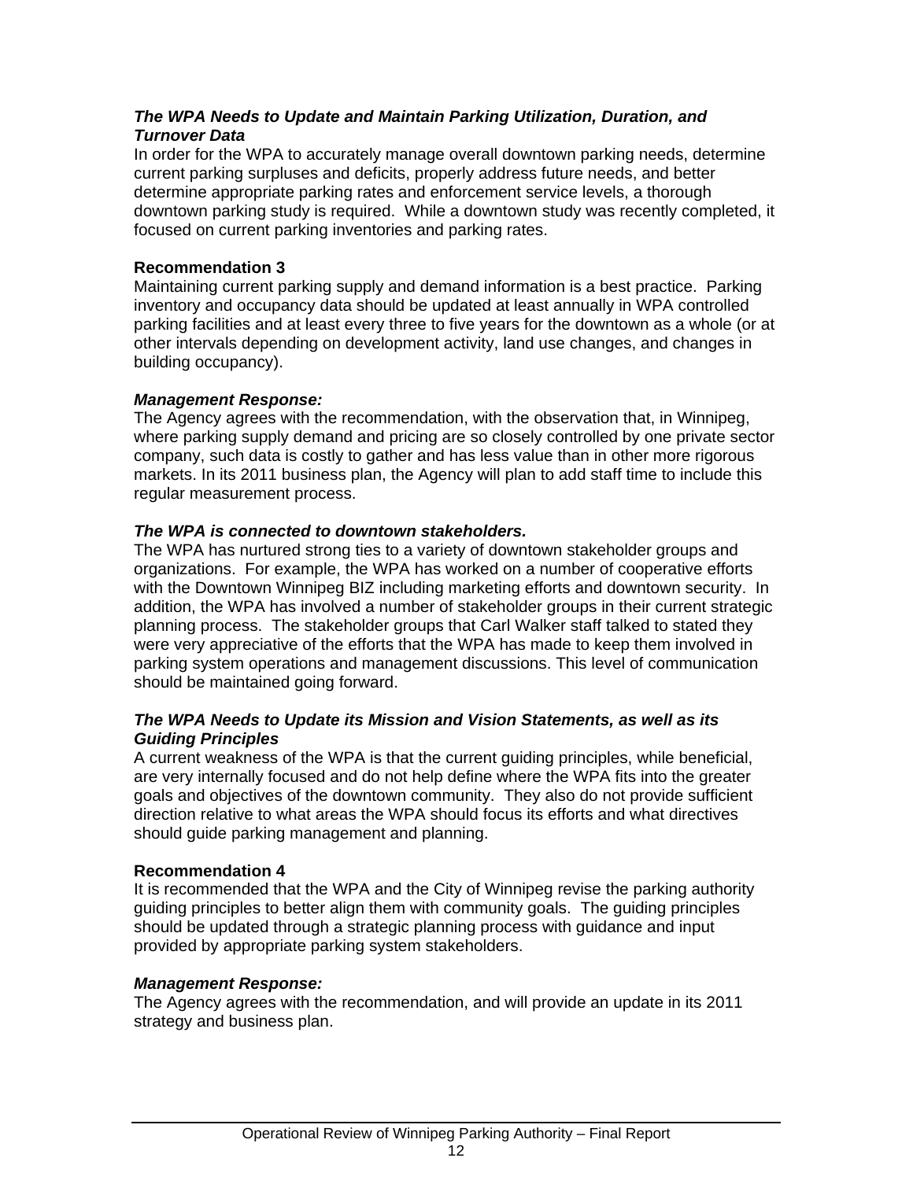***The WPA Needs to Update and Maintain Parking Utilization, Duration, and Turnover Data***

In order for the WPA to accurately manage overall downtown parking needs, determine current parking surpluses and deficits, properly address future needs, and better determine appropriate parking rates and enforcement service levels, a thorough downtown parking study is required. While a downtown study was recently completed, it focused on current parking inventories and parking rates.

**Recommendation 3**

Maintaining current parking supply and demand information is a best practice. Parking inventory and occupancy data should be updated at least annually in WPA controlled parking facilities and at least every three to five years for the downtown as a whole (or at other intervals depending on development activity, land use changes, and changes in building occupancy).

***Management Response:***

The Agency agrees with the recommendation, with the observation that, in Winnipeg, where parking supply demand and pricing are so closely controlled by one private sector company, such data is costly to gather and has less value than in other more rigorous markets. In its 2011 business plan, the Agency will plan to add staff time to include this regular measurement process.

***The WPA is connected to downtown stakeholders.***

The WPA has nurtured strong ties to a variety of downtown stakeholder groups and organizations. For example, the WPA has worked on a number of cooperative efforts with the Downtown Winnipeg BIZ including marketing efforts and downtown security. In addition, the WPA has involved a number of stakeholder groups in their current strategic planning process. The stakeholder groups that Carl Walker staff talked to stated they were very appreciative of the efforts that the WPA has made to keep them involved in parking system operations and management discussions. This level of communication should be maintained going forward.

***The WPA Needs to Update its Mission and Vision Statements, as well as its Guiding Principles***

A current weakness of the WPA is that the current guiding principles, while beneficial, are very internally focused and do not help define where the WPA fits into the greater goals and objectives of the downtown community. They also do not provide sufficient direction relative to what areas the WPA should focus its efforts and what directives should guide parking management and planning.

**Recommendation 4**

It is recommended that the WPA and the City of Winnipeg revise the parking authority guiding principles to better align them with community goals. The guiding principles should be updated through a strategic planning process with guidance and input provided by appropriate parking system stakeholders.

***Management Response:***

The Agency agrees with the recommendation, and will provide an update in its 2011 strategy and business plan.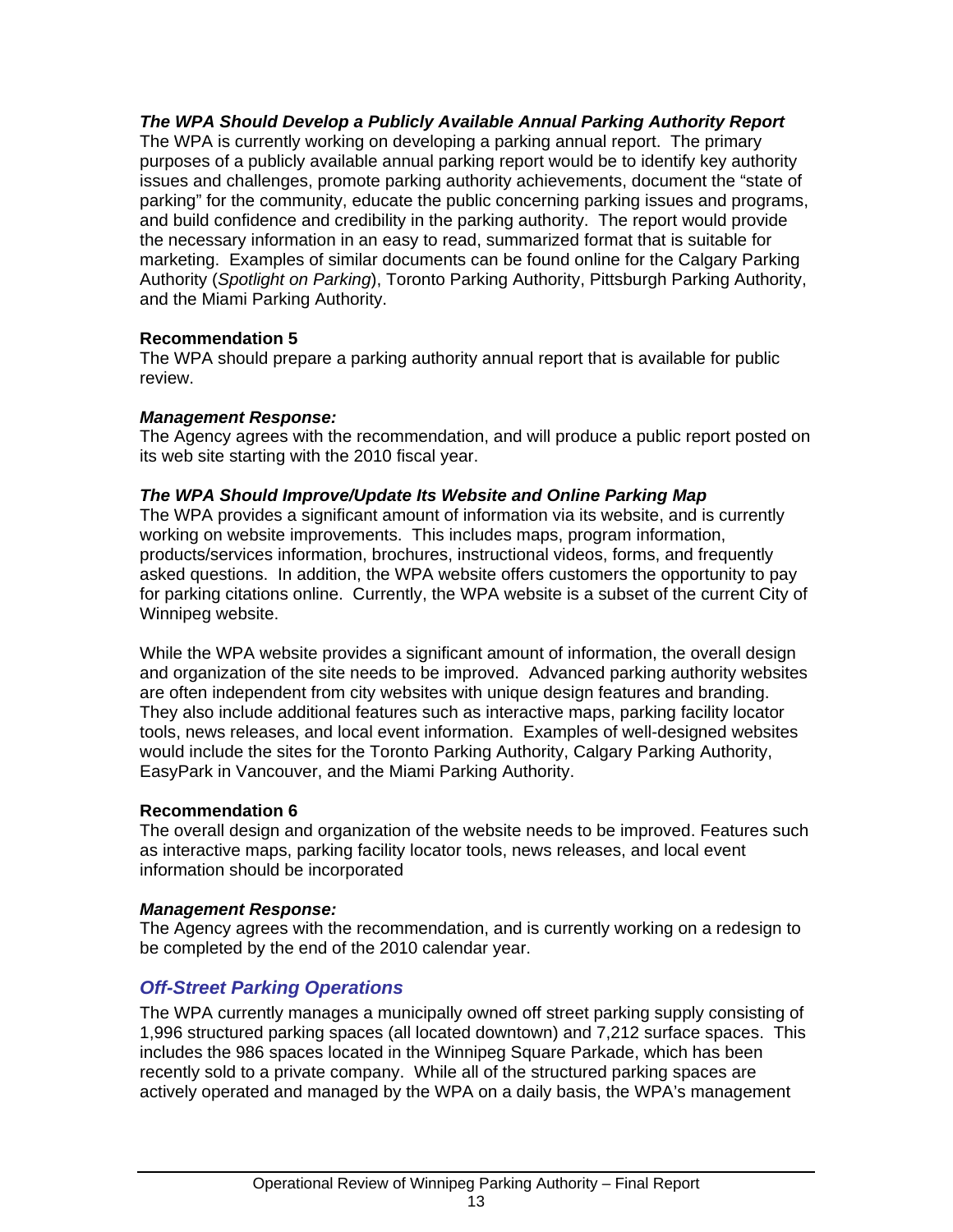***The WPA Should Develop a Publicly Available Annual Parking Authority Report***

The WPA is currently working on developing a parking annual report. The primary purposes of a publicly available annual parking report would be to identify key authority issues and challenges, promote parking authority achievements, document the "state of parking" for the community, educate the public concerning parking issues and programs, and build confidence and credibility in the parking authority. The report would provide the necessary information in an easy to read, summarized format that is suitable for marketing. Examples of similar documents can be found online for the Calgary Parking Authority (*Spotlight on Parking*), Toronto Parking Authority, Pittsburgh Parking Authority, and the Miami Parking Authority.

**Recommendation 5**

The WPA should prepare a parking authority annual report that is available for public review.

***Management Response:***

The Agency agrees with the recommendation, and will produce a public report posted on its web site starting with the 2010 fiscal year.

***The WPA Should Improve/Update Its Website and Online Parking Map***

The WPA provides a significant amount of information via its website, and is currently working on website improvements. This includes maps, program information, products/services information, brochures, instructional videos, forms, and frequently asked questions. In addition, the WPA website offers customers the opportunity to pay for parking citations online. Currently, the WPA website is a subset of the current City of Winnipeg website.

While the WPA website provides a significant amount of information, the overall design and organization of the site needs to be improved. Advanced parking authority websites are often independent from city websites with unique design features and branding. They also include additional features such as interactive maps, parking facility locator tools, news releases, and local event information. Examples of well-designed websites would include the sites for the Toronto Parking Authority, Calgary Parking Authority, EasyPark in Vancouver, and the Miami Parking Authority.

**Recommendation 6**

The overall design and organization of the website needs to be improved. Features such as interactive maps, parking facility locator tools, news releases, and local event information should be incorporated

***Management Response:***

The Agency agrees with the recommendation, and is currently working on a redesign to be completed by the end of the 2010 calendar year.

## *Off-Street Parking Operations*

The WPA currently manages a municipally owned off street parking supply consisting of 1,996 structured parking spaces (all located downtown) and 7,212 surface spaces. This includes the 986 spaces located in the Winnipeg Square Parkade, which has been recently sold to a private company. While all of the structured parking spaces are actively operated and managed by the WPA on a daily basis, the WPA's management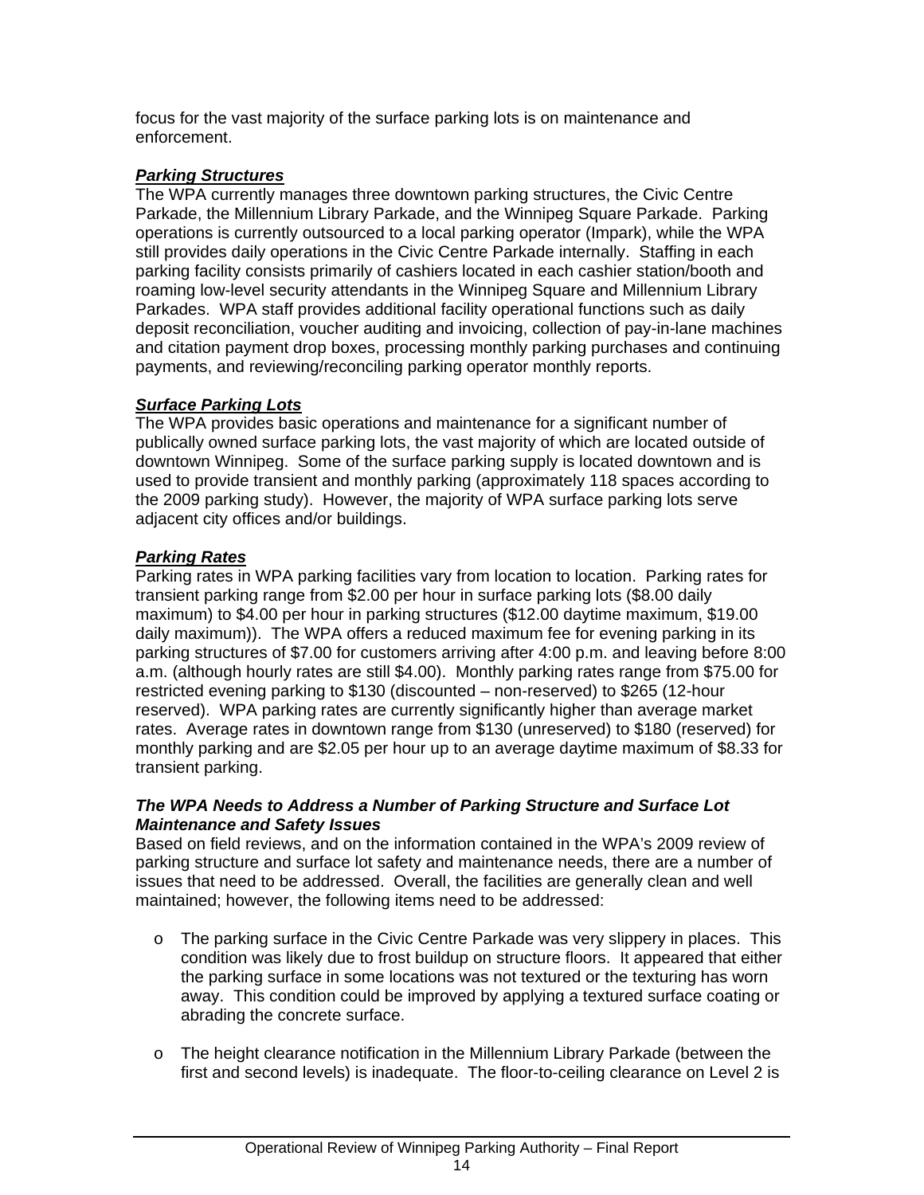focus for the vast majority of the surface parking lots is on maintenance and enforcement.

***<u>Parking Structures</u>***

The WPA currently manages three downtown parking structures, the Civic Centre Parkade, the Millennium Library Parkade, and the Winnipeg Square Parkade. Parking operations is currently outsourced to a local parking operator (Impark), while the WPA still provides daily operations in the Civic Centre Parkade internally. Staffing in each parking facility consists primarily of cashiers located in each cashier station/booth and roaming low-level security attendants in the Winnipeg Square and Millennium Library Parkades. WPA staff provides additional facility operational functions such as daily deposit reconciliation, voucher auditing and invoicing, collection of pay-in-lane machines and citation payment drop boxes, processing monthly parking purchases and continuing payments, and reviewing/reconciling parking operator monthly reports.

***<u>Surface Parking Lots</u>***

The WPA provides basic operations and maintenance for a significant number of publically owned surface parking lots, the vast majority of which are located outside of downtown Winnipeg. Some of the surface parking supply is located downtown and is used to provide transient and monthly parking (approximately 118 spaces according to the 2009 parking study). However, the majority of WPA surface parking lots serve adjacent city offices and/or buildings.

***<u>Parking Rates</u>***

Parking rates in WPA parking facilities vary from location to location. Parking rates for transient parking range from $2.00 per hour in surface parking lots ($8.00 daily maximum) to $4.00 per hour in parking structures ($12.00 daytime maximum, $19.00 daily maximum)). The WPA offers a reduced maximum fee for evening parking in its parking structures of $7.00 for customers arriving after 4:00 p.m. and leaving before 8:00 a.m. (although hourly rates are still $4.00). Monthly parking rates range from $75.00 for restricted evening parking to $130 (discounted – non-reserved) to $265 (12-hour reserved). WPA parking rates are currently significantly higher than average market rates. Average rates in downtown range from $130 (unreserved) to $180 (reserved) for monthly parking and are $2.05 per hour up to an average daytime maximum of $8.33 for transient parking.

***The WPA Needs to Address a Number of Parking Structure and Surface Lot Maintenance and Safety Issues***

Based on field reviews, and on the information contained in the WPA's 2009 review of parking structure and surface lot safety and maintenance needs, there are a number of issues that need to be addressed. Overall, the facilities are generally clean and well maintained; however, the following items need to be addressed:

- The parking surface in the Civic Centre Parkade was very slippery in places. This condition was likely due to frost buildup on structure floors. It appeared that either the parking surface in some locations was not textured or the texturing has worn away. This condition could be improved by applying a textured surface coating or abrading the concrete surface.

- The height clearance notification in the Millennium Library Parkade (between the first and second levels) is inadequate. The floor-to-ceiling clearance on Level 2 is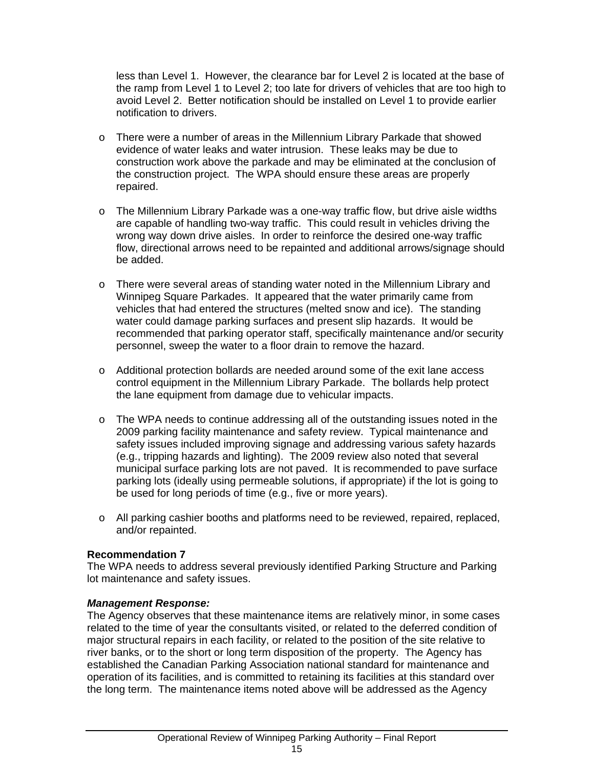less than Level 1. However, the clearance bar for Level 2 is located at the base of the ramp from Level 1 to Level 2; too late for drivers of vehicles that are too high to avoid Level 2. Better notification should be installed on Level 1 to provide earlier notification to drivers.

- There were a number of areas in the Millennium Library Parkade that showed evidence of water leaks and water intrusion. These leaks may be due to construction work above the parkade and may be eliminated at the conclusion of the construction project. The WPA should ensure these areas are properly repaired.

- The Millennium Library Parkade was a one-way traffic flow, but drive aisle widths are capable of handling two-way traffic. This could result in vehicles driving the wrong way down drive aisles. In order to reinforce the desired one-way traffic flow, directional arrows need to be repainted and additional arrows/signage should be added.

- There were several areas of standing water noted in the Millennium Library and Winnipeg Square Parkades. It appeared that the water primarily came from vehicles that had entered the structures (melted snow and ice). The standing water could damage parking surfaces and present slip hazards. It would be recommended that parking operator staff, specifically maintenance and/or security personnel, sweep the water to a floor drain to remove the hazard.

- Additional protection bollards are needed around some of the exit lane access control equipment in the Millennium Library Parkade. The bollards help protect the lane equipment from damage due to vehicular impacts.

- The WPA needs to continue addressing all of the outstanding issues noted in the 2009 parking facility maintenance and safety review. Typical maintenance and safety issues included improving signage and addressing various safety hazards (e.g., tripping hazards and lighting). The 2009 review also noted that several municipal surface parking lots are not paved. It is recommended to pave surface parking lots (ideally using permeable solutions, if appropriate) if the lot is going to be used for long periods of time (e.g., five or more years).

- All parking cashier booths and platforms need to be reviewed, repaired, replaced, and/or repainted.

**Recommendation 7**
The WPA needs to address several previously identified Parking Structure and Parking lot maintenance and safety issues.

***Management Response:***
The Agency observes that these maintenance items are relatively minor, in some cases related to the time of year the consultants visited, or related to the deferred condition of major structural repairs in each facility, or related to the position of the site relative to river banks, or to the short or long term disposition of the property. The Agency has established the Canadian Parking Association national standard for maintenance and operation of its facilities, and is committed to retaining its facilities at this standard over the long term. The maintenance items noted above will be addressed as the Agency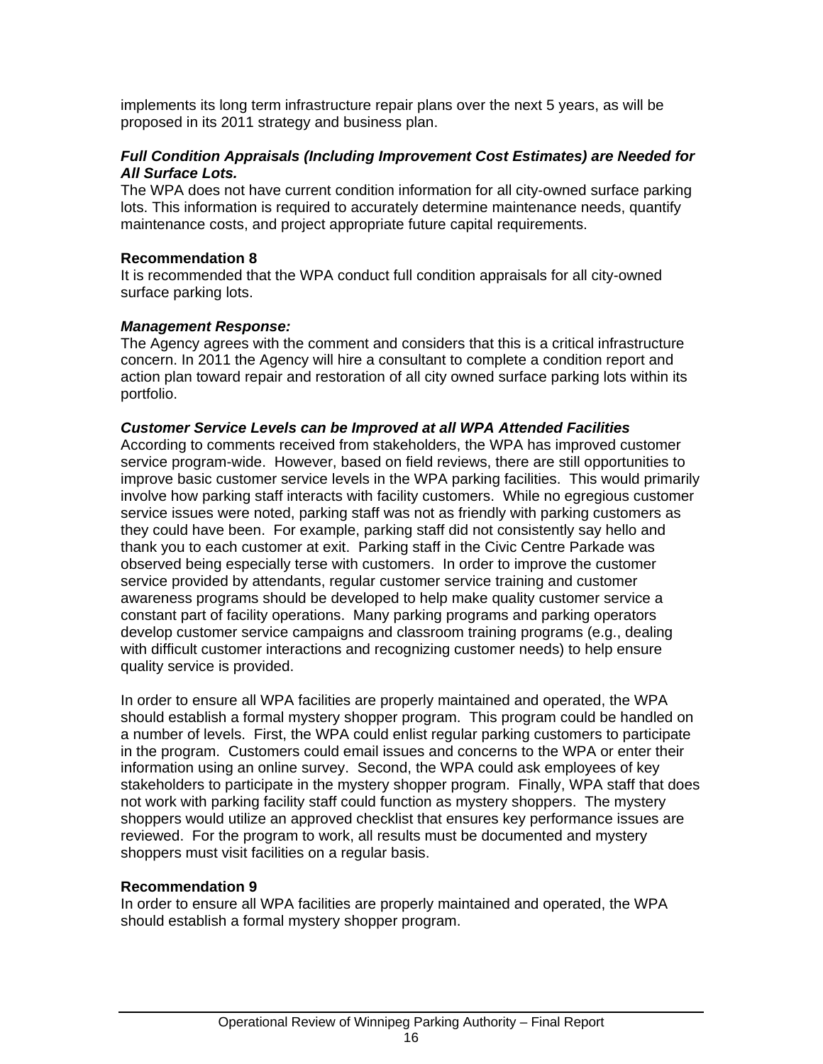implements its long term infrastructure repair plans over the next 5 years, as will be proposed in its 2011 strategy and business plan.

***Full Condition Appraisals (Including Improvement Cost Estimates) are Needed for All Surface Lots.***

The WPA does not have current condition information for all city-owned surface parking lots. This information is required to accurately determine maintenance needs, quantify maintenance costs, and project appropriate future capital requirements.

**Recommendation 8**

It is recommended that the WPA conduct full condition appraisals for all city-owned surface parking lots.

***Management Response:***

The Agency agrees with the comment and considers that this is a critical infrastructure concern. In 2011 the Agency will hire a consultant to complete a condition report and action plan toward repair and restoration of all city owned surface parking lots within its portfolio.

***Customer Service Levels can be Improved at all WPA Attended Facilities***

According to comments received from stakeholders, the WPA has improved customer service program-wide. However, based on field reviews, there are still opportunities to improve basic customer service levels in the WPA parking facilities. This would primarily involve how parking staff interacts with facility customers. While no egregious customer service issues were noted, parking staff was not as friendly with parking customers as they could have been. For example, parking staff did not consistently say hello and thank you to each customer at exit. Parking staff in the Civic Centre Parkade was observed being especially terse with customers. In order to improve the customer service provided by attendants, regular customer service training and customer awareness programs should be developed to help make quality customer service a constant part of facility operations. Many parking programs and parking operators develop customer service campaigns and classroom training programs (e.g., dealing with difficult customer interactions and recognizing customer needs) to help ensure quality service is provided.

In order to ensure all WPA facilities are properly maintained and operated, the WPA should establish a formal mystery shopper program. This program could be handled on a number of levels. First, the WPA could enlist regular parking customers to participate in the program. Customers could email issues and concerns to the WPA or enter their information using an online survey. Second, the WPA could ask employees of key stakeholders to participate in the mystery shopper program. Finally, WPA staff that does not work with parking facility staff could function as mystery shoppers. The mystery shoppers would utilize an approved checklist that ensures key performance issues are reviewed. For the program to work, all results must be documented and mystery shoppers must visit facilities on a regular basis.

**Recommendation 9**

In order to ensure all WPA facilities are properly maintained and operated, the WPA should establish a formal mystery shopper program.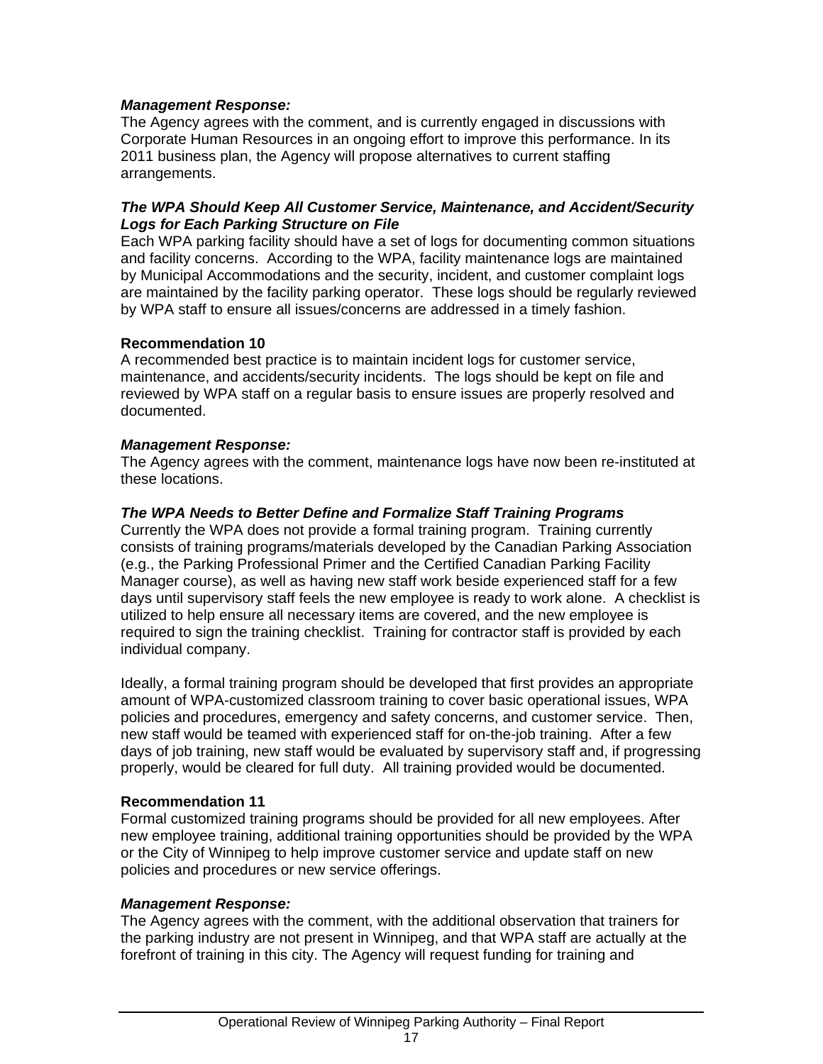***Management Response:***
The Agency agrees with the comment, and is currently engaged in discussions with Corporate Human Resources in an ongoing effort to improve this performance. In its 2011 business plan, the Agency will propose alternatives to current staffing arrangements.

***The WPA Should Keep All Customer Service, Maintenance, and Accident/Security Logs for Each Parking Structure on File***
Each WPA parking facility should have a set of logs for documenting common situations and facility concerns. According to the WPA, facility maintenance logs are maintained by Municipal Accommodations and the security, incident, and customer complaint logs are maintained by the facility parking operator. These logs should be regularly reviewed by WPA staff to ensure all issues/concerns are addressed in a timely fashion.

**Recommendation 10**
A recommended best practice is to maintain incident logs for customer service, maintenance, and accidents/security incidents. The logs should be kept on file and reviewed by WPA staff on a regular basis to ensure issues are properly resolved and documented.

***Management Response:***
The Agency agrees with the comment, maintenance logs have now been re-instituted at these locations.

***The WPA Needs to Better Define and Formalize Staff Training Programs***
Currently the WPA does not provide a formal training program. Training currently consists of training programs/materials developed by the Canadian Parking Association (e.g., the Parking Professional Primer and the Certified Canadian Parking Facility Manager course), as well as having new staff work beside experienced staff for a few days until supervisory staff feels the new employee is ready to work alone. A checklist is utilized to help ensure all necessary items are covered, and the new employee is required to sign the training checklist. Training for contractor staff is provided by each individual company.

Ideally, a formal training program should be developed that first provides an appropriate amount of WPA-customized classroom training to cover basic operational issues, WPA policies and procedures, emergency and safety concerns, and customer service. Then, new staff would be teamed with experienced staff for on-the-job training. After a few days of job training, new staff would be evaluated by supervisory staff and, if progressing properly, would be cleared for full duty. All training provided would be documented.

**Recommendation 11**
Formal customized training programs should be provided for all new employees. After new employee training, additional training opportunities should be provided by the WPA or the City of Winnipeg to help improve customer service and update staff on new policies and procedures or new service offerings.

***Management Response:***
The Agency agrees with the comment, with the additional observation that trainers for the parking industry are not present in Winnipeg, and that WPA staff are actually at the forefront of training in this city. The Agency will request funding for training and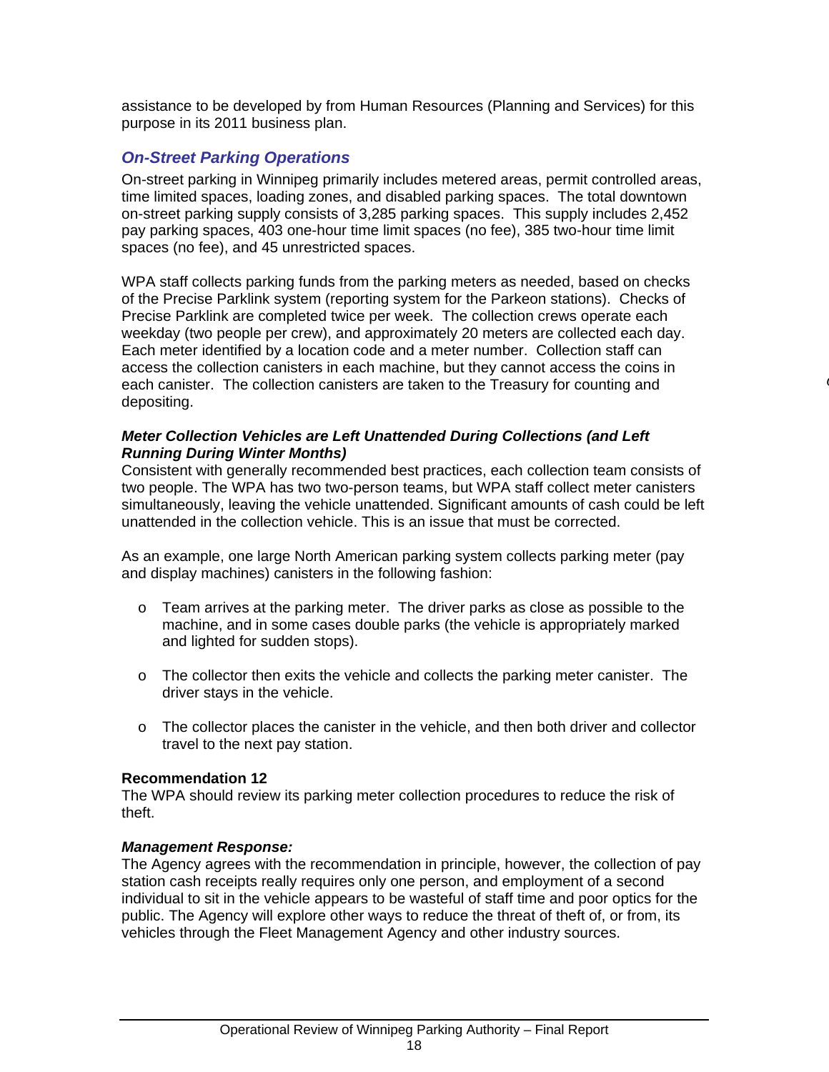assistance to be developed by from Human Resources (Planning and Services) for this purpose in its 2011 business plan.

## *On-Street Parking Operations*

On-street parking in Winnipeg primarily includes metered areas, permit controlled areas, time limited spaces, loading zones, and disabled parking spaces. The total downtown on-street parking supply consists of 3,285 parking spaces. This supply includes 2,452 pay parking spaces, 403 one-hour time limit spaces (no fee), 385 two-hour time limit spaces (no fee), and 45 unrestricted spaces.

WPA staff collects parking funds from the parking meters as needed, based on checks of the Precise Parklink system (reporting system for the Parkeon stations). Checks of Precise Parklink are completed twice per week. The collection crews operate each weekday (two people per crew), and approximately 20 meters are collected each day. Each meter identified by a location code and a meter number. Collection staff can access the collection canisters in each machine, but they cannot access the coins in each canister. The collection canisters are taken to the Treasury for counting and depositing.

### ***Meter Collection Vehicles are Left Unattended During Collections (and Left Running During Winter Months)***

Consistent with generally recommended best practices, each collection team consists of two people. The WPA has two two-person teams, but WPA staff collect meter canisters simultaneously, leaving the vehicle unattended. Significant amounts of cash could be left unattended in the collection vehicle. This is an issue that must be corrected.

As an example, one large North American parking system collects parking meter (pay and display machines) canisters in the following fashion:

- Team arrives at the parking meter. The driver parks as close as possible to the machine, and in some cases double parks (the vehicle is appropriately marked and lighted for sudden stops).
- The collector then exits the vehicle and collects the parking meter canister. The driver stays in the vehicle.
- The collector places the canister in the vehicle, and then both driver and collector travel to the next pay station.

**Recommendation 12**
The WPA should review its parking meter collection procedures to reduce the risk of theft.

***Management Response:***
The Agency agrees with the recommendation in principle, however, the collection of pay station cash receipts really requires only one person, and employment of a second individual to sit in the vehicle appears to be wasteful of staff time and poor optics for the public. The Agency will explore other ways to reduce the threat of theft of, or from, its vehicles through the Fleet Management Agency and other industry sources.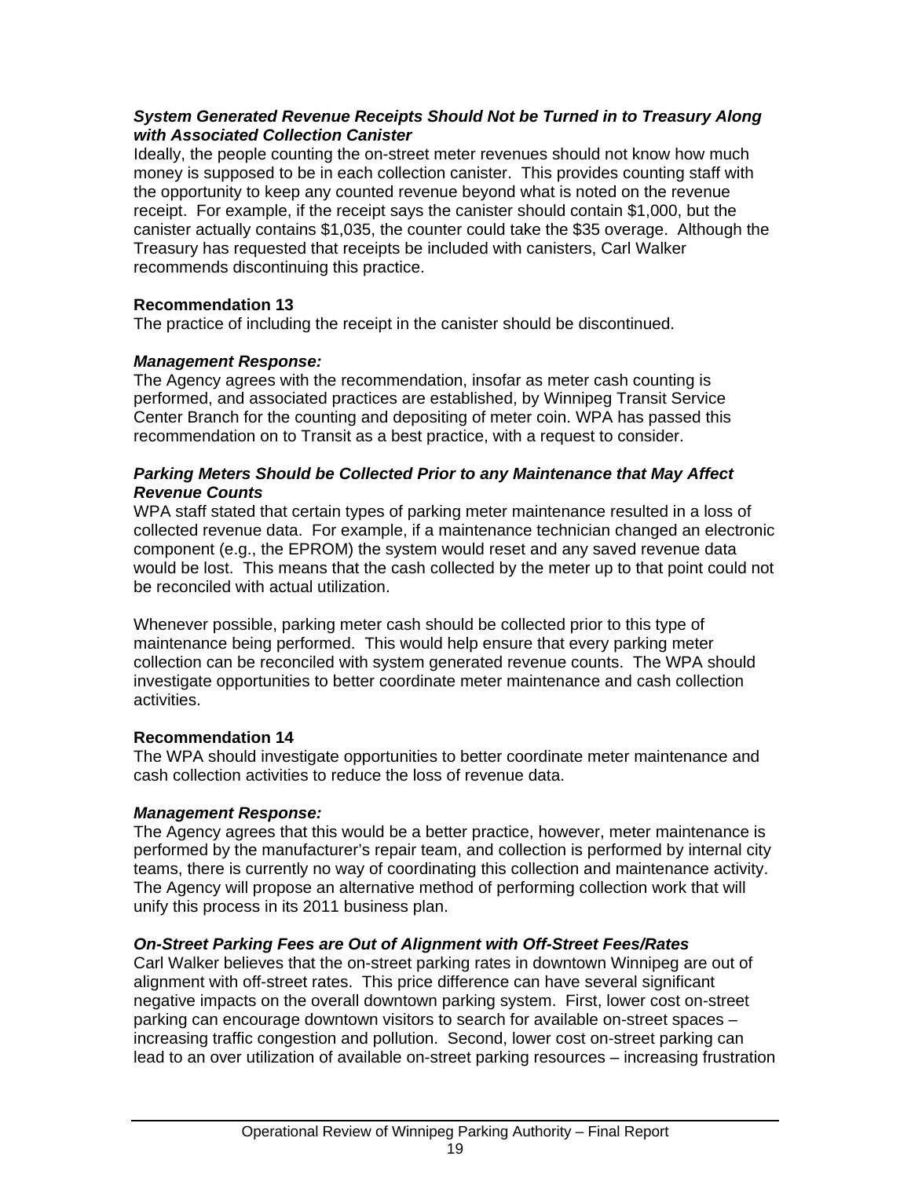### *System Generated Revenue Receipts Should Not be Turned in to Treasury Along with Associated Collection Canister*

Ideally, the people counting the on-street meter revenues should not know how much money is supposed to be in each collection canister. This provides counting staff with the opportunity to keep any counted revenue beyond what is noted on the revenue receipt. For example, if the receipt says the canister should contain $1,000, but the canister actually contains $1,035, the counter could take the $35 overage. Although the Treasury has requested that receipts be included with canisters, Carl Walker recommends discontinuing this practice.

**Recommendation 13**

The practice of including the receipt in the canister should be discontinued.

***Management Response:***

The Agency agrees with the recommendation, insofar as meter cash counting is performed, and associated practices are established, by Winnipeg Transit Service Center Branch for the counting and depositing of meter coin. WPA has passed this recommendation on to Transit as a best practice, with a request to consider.

### *Parking Meters Should be Collected Prior to any Maintenance that May Affect Revenue Counts*

WPA staff stated that certain types of parking meter maintenance resulted in a loss of collected revenue data. For example, if a maintenance technician changed an electronic component (e.g., the EPROM) the system would reset and any saved revenue data would be lost. This means that the cash collected by the meter up to that point could not be reconciled with actual utilization.

Whenever possible, parking meter cash should be collected prior to this type of maintenance being performed. This would help ensure that every parking meter collection can be reconciled with system generated revenue counts. The WPA should investigate opportunities to better coordinate meter maintenance and cash collection activities.

**Recommendation 14**

The WPA should investigate opportunities to better coordinate meter maintenance and cash collection activities to reduce the loss of revenue data.

***Management Response:***

The Agency agrees that this would be a better practice, however, meter maintenance is performed by the manufacturer's repair team, and collection is performed by internal city teams, there is currently no way of coordinating this collection and maintenance activity. The Agency will propose an alternative method of performing collection work that will unify this process in its 2011 business plan.

### *On-Street Parking Fees are Out of Alignment with Off-Street Fees/Rates*

Carl Walker believes that the on-street parking rates in downtown Winnipeg are out of alignment with off-street rates. This price difference can have several significant negative impacts on the overall downtown parking system. First, lower cost on-street parking can encourage downtown visitors to search for available on-street spaces – increasing traffic congestion and pollution. Second, lower cost on-street parking can lead to an over utilization of available on-street parking resources – increasing frustration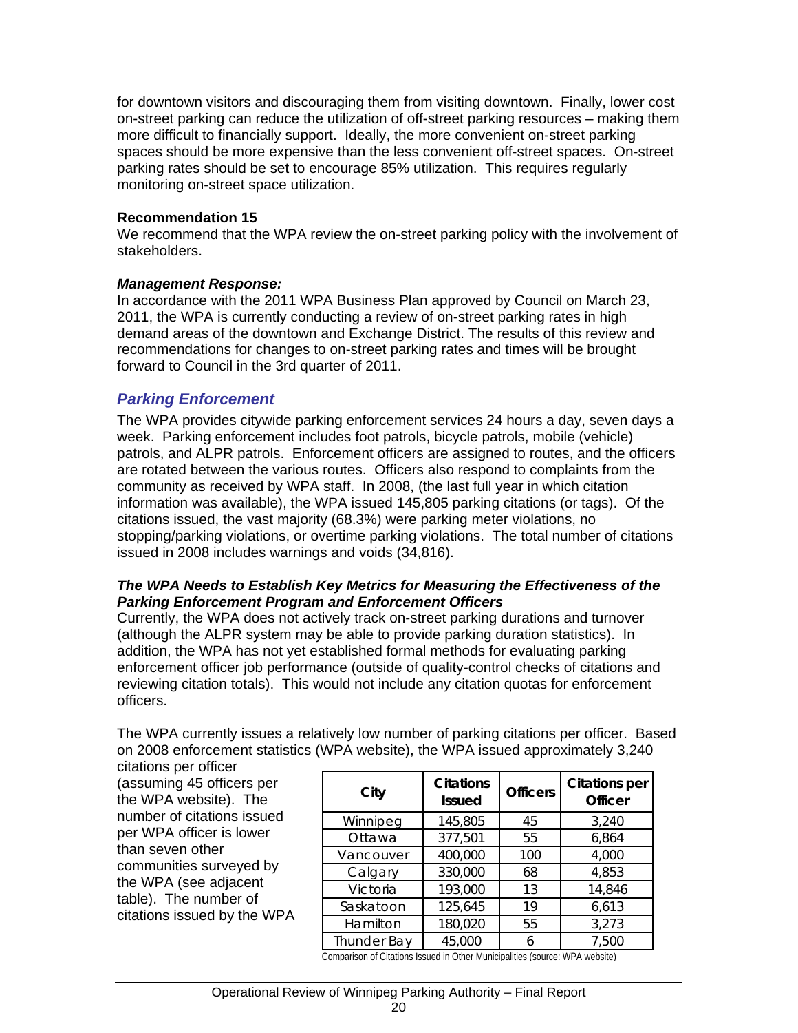for downtown visitors and discouraging them from visiting downtown. Finally, lower cost on-street parking can reduce the utilization of off-street parking resources – making them more difficult to financially support. Ideally, the more convenient on-street parking spaces should be more expensive than the less convenient off-street spaces. On-street parking rates should be set to encourage 85% utilization. This requires regularly monitoring on-street space utilization.

**Recommendation 15**

We recommend that the WPA review the on-street parking policy with the involvement of stakeholders.

***Management Response:***

In accordance with the 2011 WPA Business Plan approved by Council on March 23, 2011, the WPA is currently conducting a review of on-street parking rates in high demand areas of the downtown and Exchange District. The results of this review and recommendations for changes to on-street parking rates and times will be brought forward to Council in the 3rd quarter of 2011.

## *Parking Enforcement*

The WPA provides citywide parking enforcement services 24 hours a day, seven days a week. Parking enforcement includes foot patrols, bicycle patrols, mobile (vehicle) patrols, and ALPR patrols. Enforcement officers are assigned to routes, and the officers are rotated between the various routes. Officers also respond to complaints from the community as received by WPA staff. In 2008, (the last full year in which citation information was available), the WPA issued 145,805 parking citations (or tags). Of the citations issued, the vast majority (68.3%) were parking meter violations, no stopping/parking violations, or overtime parking violations. The total number of citations issued in 2008 includes warnings and voids (34,816).

### *The WPA Needs to Establish Key Metrics for Measuring the Effectiveness of the Parking Enforcement Program and Enforcement Officers*

Currently, the WPA does not actively track on-street parking durations and turnover (although the ALPR system may be able to provide parking duration statistics). In addition, the WPA has not yet established formal methods for evaluating parking enforcement officer job performance (outside of quality-control checks of citations and reviewing citation totals). This would not include any citation quotas for enforcement officers.

The WPA currently issues a relatively low number of parking citations per officer. Based on 2008 enforcement statistics (WPA website), the WPA issued approximately 3,240 citations per officer (assuming 45 officers per the WPA website). The number of citations issued per WPA officer is lower than seven other communities surveyed by the WPA (see adjacent table). The number of citations issued by the WPA

| City | Citations Issued | Officers | Citations per Officer |
|---|---|---|---|
| Winnipeg | 145,805 | 45 | 3,240 |
| Ottawa | 377,501 | 55 | 6,864 |
| Vancouver | 400,000 | 100 | 4,000 |
| Calgary | 330,000 | 68 | 4,853 |
| Victoria | 193,000 | 13 | 14,846 |
| Saskatoon | 125,645 | 19 | 6,613 |
| Hamilton | 180,020 | 55 | 3,273 |
| Thunder Bay | 45,000 | 6 | 7,500 |

Comparison of Citations Issued in Other Municipalities (source: WPA website)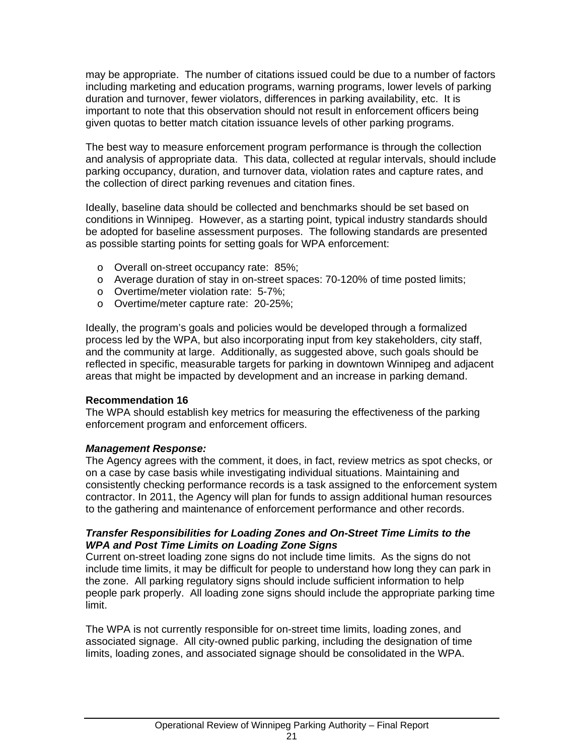may be appropriate. The number of citations issued could be due to a number of factors including marketing and education programs, warning programs, lower levels of parking duration and turnover, fewer violators, differences in parking availability, etc. It is important to note that this observation should not result in enforcement officers being given quotas to better match citation issuance levels of other parking programs.

The best way to measure enforcement program performance is through the collection and analysis of appropriate data. This data, collected at regular intervals, should include parking occupancy, duration, and turnover data, violation rates and capture rates, and the collection of direct parking revenues and citation fines.

Ideally, baseline data should be collected and benchmarks should be set based on conditions in Winnipeg. However, as a starting point, typical industry standards should be adopted for baseline assessment purposes. The following standards are presented as possible starting points for setting goals for WPA enforcement:

- Overall on-street occupancy rate: 85%;
- Average duration of stay in on-street spaces: 70-120% of time posted limits;
- Overtime/meter violation rate: 5-7%;
- Overtime/meter capture rate: 20-25%;

Ideally, the program's goals and policies would be developed through a formalized process led by the WPA, but also incorporating input from key stakeholders, city staff, and the community at large. Additionally, as suggested above, such goals should be reflected in specific, measurable targets for parking in downtown Winnipeg and adjacent areas that might be impacted by development and an increase in parking demand.

**Recommendation 16**
The WPA should establish key metrics for measuring the effectiveness of the parking enforcement program and enforcement officers.

***Management Response:***
The Agency agrees with the comment, it does, in fact, review metrics as spot checks, or on a case by case basis while investigating individual situations. Maintaining and consistently checking performance records is a task assigned to the enforcement system contractor. In 2011, the Agency will plan for funds to assign additional human resources to the gathering and maintenance of enforcement performance and other records.

***Transfer Responsibilities for Loading Zones and On-Street Time Limits to the WPA and Post Time Limits on Loading Zone Signs***
Current on-street loading zone signs do not include time limits. As the signs do not include time limits, it may be difficult for people to understand how long they can park in the zone. All parking regulatory signs should include sufficient information to help people park properly. All loading zone signs should include the appropriate parking time limit.

The WPA is not currently responsible for on-street time limits, loading zones, and associated signage. All city-owned public parking, including the designation of time limits, loading zones, and associated signage should be consolidated in the WPA.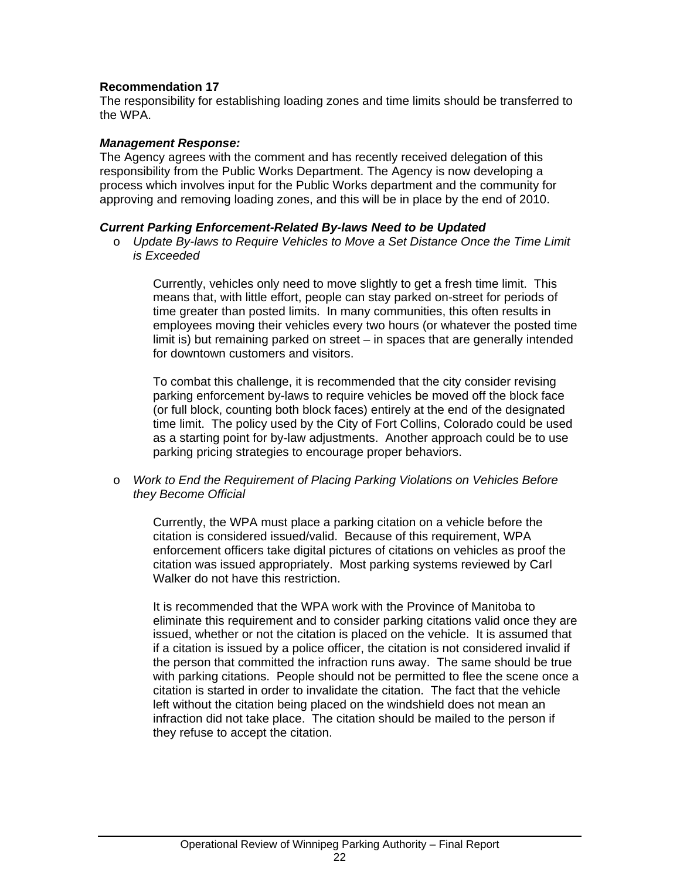**Recommendation 17**
The responsibility for establishing loading zones and time limits should be transferred to the WPA.

***Management Response:***
The Agency agrees with the comment and has recently received delegation of this responsibility from the Public Works Department. The Agency is now developing a process which involves input for the Public Works department and the community for approving and removing loading zones, and this will be in place by the end of 2010.

***Current Parking Enforcement-Related By-laws Need to be Updated***

- *Update By-laws to Require Vehicles to Move a Set Distance Once the Time Limit is Exceeded*

  Currently, vehicles only need to move slightly to get a fresh time limit. This means that, with little effort, people can stay parked on-street for periods of time greater than posted limits. In many communities, this often results in employees moving their vehicles every two hours (or whatever the posted time limit is) but remaining parked on street – in spaces that are generally intended for downtown customers and visitors.

  To combat this challenge, it is recommended that the city consider revising parking enforcement by-laws to require vehicles be moved off the block face (or full block, counting both block faces) entirely at the end of the designated time limit. The policy used by the City of Fort Collins, Colorado could be used as a starting point for by-law adjustments. Another approach could be to use parking pricing strategies to encourage proper behaviors.

- *Work to End the Requirement of Placing Parking Violations on Vehicles Before they Become Official*

  Currently, the WPA must place a parking citation on a vehicle before the citation is considered issued/valid. Because of this requirement, WPA enforcement officers take digital pictures of citations on vehicles as proof the citation was issued appropriately. Most parking systems reviewed by Carl Walker do not have this restriction.

  It is recommended that the WPA work with the Province of Manitoba to eliminate this requirement and to consider parking citations valid once they are issued, whether or not the citation is placed on the vehicle. It is assumed that if a citation is issued by a police officer, the citation is not considered invalid if the person that committed the infraction runs away. The same should be true with parking citations. People should not be permitted to flee the scene once a citation is started in order to invalidate the citation. The fact that the vehicle left without the citation being placed on the windshield does not mean an infraction did not take place. The citation should be mailed to the person if they refuse to accept the citation.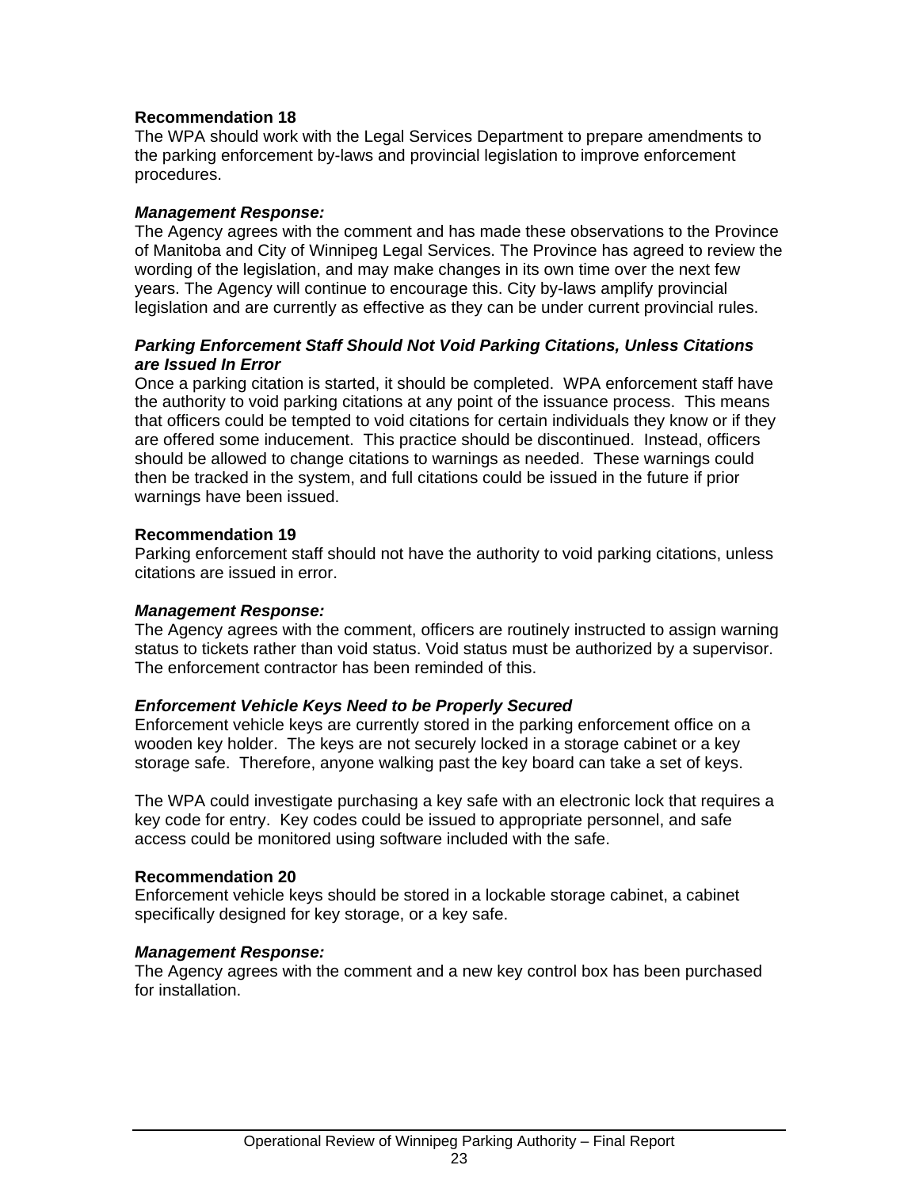**Recommendation 18**
The WPA should work with the Legal Services Department to prepare amendments to the parking enforcement by-laws and provincial legislation to improve enforcement procedures.

***Management Response:***
The Agency agrees with the comment and has made these observations to the Province of Manitoba and City of Winnipeg Legal Services. The Province has agreed to review the wording of the legislation, and may make changes in its own time over the next few years. The Agency will continue to encourage this. City by-laws amplify provincial legislation and are currently as effective as they can be under current provincial rules.

***Parking Enforcement Staff Should Not Void Parking Citations, Unless Citations are Issued In Error***
Once a parking citation is started, it should be completed. WPA enforcement staff have the authority to void parking citations at any point of the issuance process. This means that officers could be tempted to void citations for certain individuals they know or if they are offered some inducement. This practice should be discontinued. Instead, officers should be allowed to change citations to warnings as needed. These warnings could then be tracked in the system, and full citations could be issued in the future if prior warnings have been issued.

**Recommendation 19**
Parking enforcement staff should not have the authority to void parking citations, unless citations are issued in error.

***Management Response:***
The Agency agrees with the comment, officers are routinely instructed to assign warning status to tickets rather than void status. Void status must be authorized by a supervisor. The enforcement contractor has been reminded of this.

***Enforcement Vehicle Keys Need to be Properly Secured***
Enforcement vehicle keys are currently stored in the parking enforcement office on a wooden key holder. The keys are not securely locked in a storage cabinet or a key storage safe. Therefore, anyone walking past the key board can take a set of keys.

The WPA could investigate purchasing a key safe with an electronic lock that requires a key code for entry. Key codes could be issued to appropriate personnel, and safe access could be monitored using software included with the safe.

**Recommendation 20**
Enforcement vehicle keys should be stored in a lockable storage cabinet, a cabinet specifically designed for key storage, or a key safe.

***Management Response:***
The Agency agrees with the comment and a new key control box has been purchased for installation.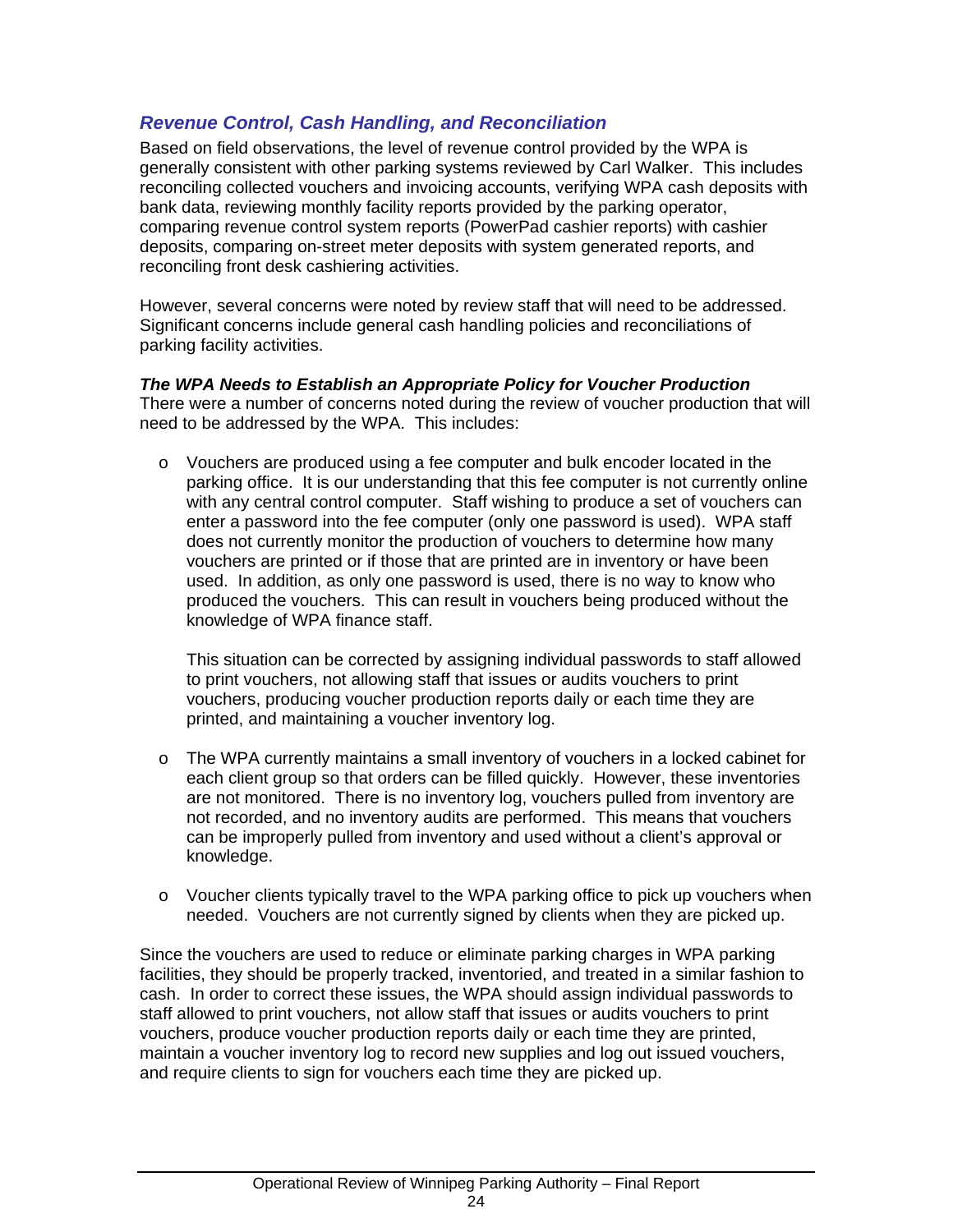## *Revenue Control, Cash Handling, and Reconciliation*

Based on field observations, the level of revenue control provided by the WPA is generally consistent with other parking systems reviewed by Carl Walker. This includes reconciling collected vouchers and invoicing accounts, verifying WPA cash deposits with bank data, reviewing monthly facility reports provided by the parking operator, comparing revenue control system reports (PowerPad cashier reports) with cashier deposits, comparing on-street meter deposits with system generated reports, and reconciling front desk cashiering activities.

However, several concerns were noted by review staff that will need to be addressed. Significant concerns include general cash handling policies and reconciliations of parking facility activities.

### *The WPA Needs to Establish an Appropriate Policy for Voucher Production*

There were a number of concerns noted during the review of voucher production that will need to be addressed by the WPA. This includes:

- Vouchers are produced using a fee computer and bulk encoder located in the parking office. It is our understanding that this fee computer is not currently online with any central control computer. Staff wishing to produce a set of vouchers can enter a password into the fee computer (only one password is used). WPA staff does not currently monitor the production of vouchers to determine how many vouchers are printed or if those that are printed are in inventory or have been used. In addition, as only one password is used, there is no way to know who produced the vouchers. This can result in vouchers being produced without the knowledge of WPA finance staff.

  This situation can be corrected by assigning individual passwords to staff allowed to print vouchers, not allowing staff that issues or audits vouchers to print vouchers, producing voucher production reports daily or each time they are printed, and maintaining a voucher inventory log.

- The WPA currently maintains a small inventory of vouchers in a locked cabinet for each client group so that orders can be filled quickly. However, these inventories are not monitored. There is no inventory log, vouchers pulled from inventory are not recorded, and no inventory audits are performed. This means that vouchers can be improperly pulled from inventory and used without a client's approval or knowledge.

- Voucher clients typically travel to the WPA parking office to pick up vouchers when needed. Vouchers are not currently signed by clients when they are picked up.

Since the vouchers are used to reduce or eliminate parking charges in WPA parking facilities, they should be properly tracked, inventoried, and treated in a similar fashion to cash. In order to correct these issues, the WPA should assign individual passwords to staff allowed to print vouchers, not allow staff that issues or audits vouchers to print vouchers, produce voucher production reports daily or each time they are printed, maintain a voucher inventory log to record new supplies and log out issued vouchers, and require clients to sign for vouchers each time they are picked up.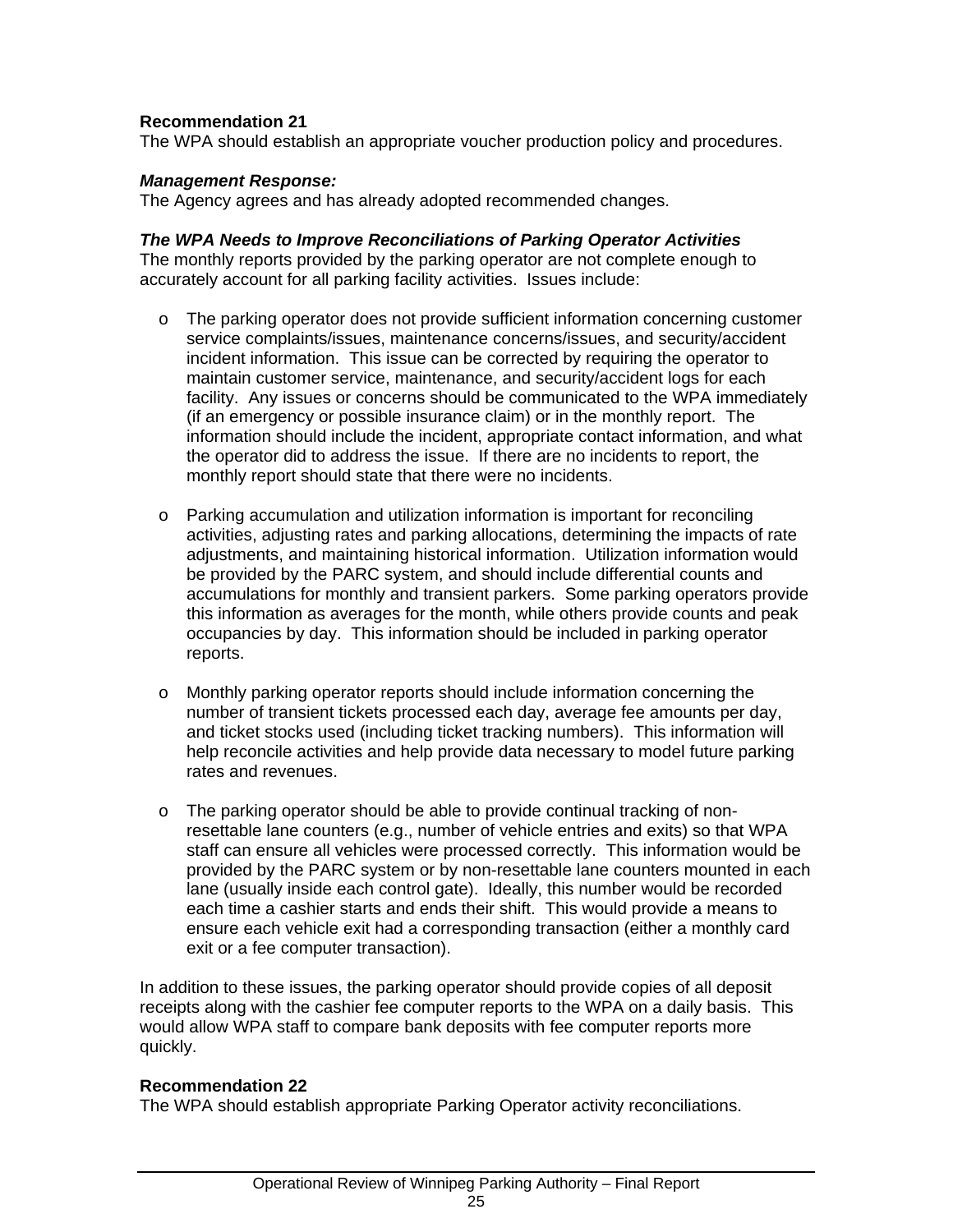**Recommendation 21**
The WPA should establish an appropriate voucher production policy and procedures.

***Management Response:***
The Agency agrees and has already adopted recommended changes.

***The WPA Needs to Improve Reconciliations of Parking Operator Activities***
The monthly reports provided by the parking operator are not complete enough to accurately account for all parking facility activities. Issues include:

- The parking operator does not provide sufficient information concerning customer service complaints/issues, maintenance concerns/issues, and security/accident incident information. This issue can be corrected by requiring the operator to maintain customer service, maintenance, and security/accident logs for each facility. Any issues or concerns should be communicated to the WPA immediately (if an emergency or possible insurance claim) or in the monthly report. The information should include the incident, appropriate contact information, and what the operator did to address the issue. If there are no incidents to report, the monthly report should state that there were no incidents.

- Parking accumulation and utilization information is important for reconciling activities, adjusting rates and parking allocations, determining the impacts of rate adjustments, and maintaining historical information. Utilization information would be provided by the PARC system, and should include differential counts and accumulations for monthly and transient parkers. Some parking operators provide this information as averages for the month, while others provide counts and peak occupancies by day. This information should be included in parking operator reports.

- Monthly parking operator reports should include information concerning the number of transient tickets processed each day, average fee amounts per day, and ticket stocks used (including ticket tracking numbers). This information will help reconcile activities and help provide data necessary to model future parking rates and revenues.

- The parking operator should be able to provide continual tracking of non-resettable lane counters (e.g., number of vehicle entries and exits) so that WPA staff can ensure all vehicles were processed correctly. This information would be provided by the PARC system or by non-resettable lane counters mounted in each lane (usually inside each control gate). Ideally, this number would be recorded each time a cashier starts and ends their shift. This would provide a means to ensure each vehicle exit had a corresponding transaction (either a monthly card exit or a fee computer transaction).

In addition to these issues, the parking operator should provide copies of all deposit receipts along with the cashier fee computer reports to the WPA on a daily basis. This would allow WPA staff to compare bank deposits with fee computer reports more quickly.

**Recommendation 22**
The WPA should establish appropriate Parking Operator activity reconciliations.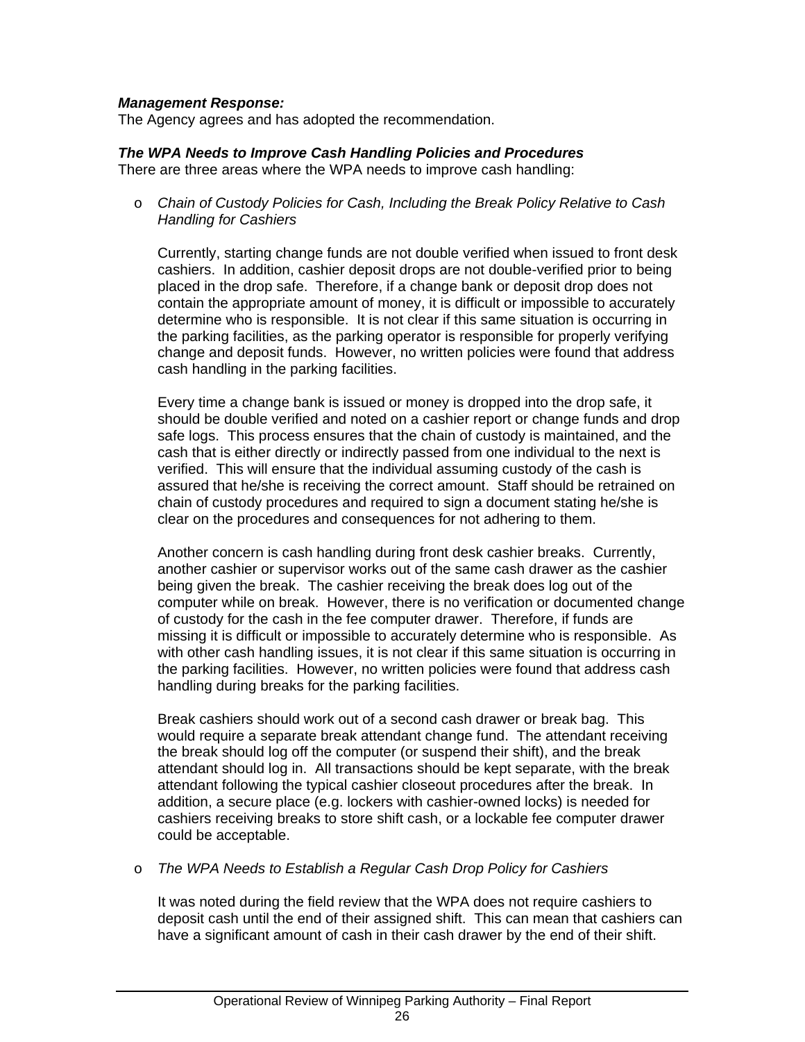***Management Response:***
The Agency agrees and has adopted the recommendation.

***The WPA Needs to Improve Cash Handling Policies and Procedures***
There are three areas where the WPA needs to improve cash handling:

- *Chain of Custody Policies for Cash, Including the Break Policy Relative to Cash Handling for Cashiers*

  Currently, starting change funds are not double verified when issued to front desk cashiers. In addition, cashier deposit drops are not double-verified prior to being placed in the drop safe. Therefore, if a change bank or deposit drop does not contain the appropriate amount of money, it is difficult or impossible to accurately determine who is responsible. It is not clear if this same situation is occurring in the parking facilities, as the parking operator is responsible for properly verifying change and deposit funds. However, no written policies were found that address cash handling in the parking facilities.

  Every time a change bank is issued or money is dropped into the drop safe, it should be double verified and noted on a cashier report or change funds and drop safe logs. This process ensures that the chain of custody is maintained, and the cash that is either directly or indirectly passed from one individual to the next is verified. This will ensure that the individual assuming custody of the cash is assured that he/she is receiving the correct amount. Staff should be retrained on chain of custody procedures and required to sign a document stating he/she is clear on the procedures and consequences for not adhering to them.

  Another concern is cash handling during front desk cashier breaks. Currently, another cashier or supervisor works out of the same cash drawer as the cashier being given the break. The cashier receiving the break does log out of the computer while on break. However, there is no verification or documented change of custody for the cash in the fee computer drawer. Therefore, if funds are missing it is difficult or impossible to accurately determine who is responsible. As with other cash handling issues, it is not clear if this same situation is occurring in the parking facilities. However, no written policies were found that address cash handling during breaks for the parking facilities.

  Break cashiers should work out of a second cash drawer or break bag. This would require a separate break attendant change fund. The attendant receiving the break should log off the computer (or suspend their shift), and the break attendant should log in. All transactions should be kept separate, with the break attendant following the typical cashier closeout procedures after the break. In addition, a secure place (e.g. lockers with cashier-owned locks) is needed for cashiers receiving breaks to store shift cash, or a lockable fee computer drawer could be acceptable.

- *The WPA Needs to Establish a Regular Cash Drop Policy for Cashiers*

  It was noted during the field review that the WPA does not require cashiers to deposit cash until the end of their assigned shift. This can mean that cashiers can have a significant amount of cash in their cash drawer by the end of their shift.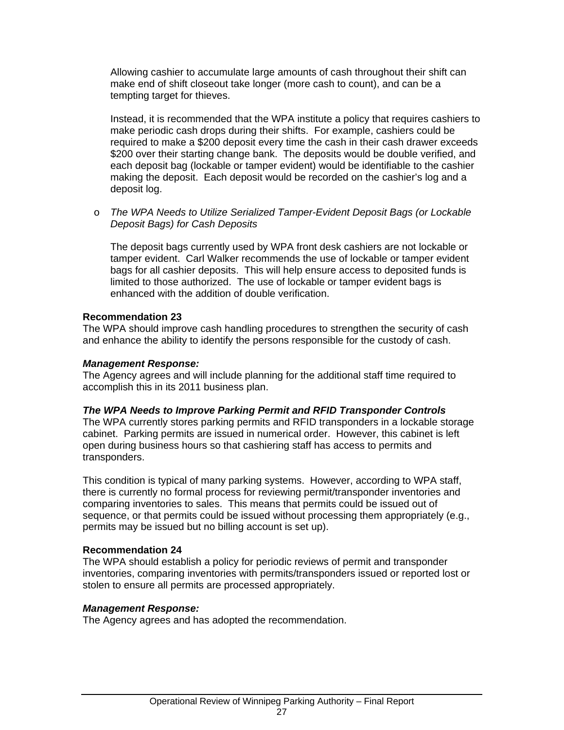Allowing cashier to accumulate large amounts of cash throughout their shift can make end of shift closeout take longer (more cash to count), and can be a tempting target for thieves.

Instead, it is recommended that the WPA institute a policy that requires cashiers to make periodic cash drops during their shifts. For example, cashiers could be required to make a $200 deposit every time the cash in their cash drawer exceeds $200 over their starting change bank. The deposits would be double verified, and each deposit bag (lockable or tamper evident) would be identifiable to the cashier making the deposit. Each deposit would be recorded on the cashier's log and a deposit log.

- *The WPA Needs to Utilize Serialized Tamper-Evident Deposit Bags (or Lockable Deposit Bags) for Cash Deposits*

  The deposit bags currently used by WPA front desk cashiers are not lockable or tamper evident. Carl Walker recommends the use of lockable or tamper evident bags for all cashier deposits. This will help ensure access to deposited funds is limited to those authorized. The use of lockable or tamper evident bags is enhanced with the addition of double verification.

**Recommendation 23**
The WPA should improve cash handling procedures to strengthen the security of cash and enhance the ability to identify the persons responsible for the custody of cash.

***Management Response:***
The Agency agrees and will include planning for the additional staff time required to accomplish this in its 2011 business plan.

***The WPA Needs to Improve Parking Permit and RFID Transponder Controls***
The WPA currently stores parking permits and RFID transponders in a lockable storage cabinet. Parking permits are issued in numerical order. However, this cabinet is left open during business hours so that cashiering staff has access to permits and transponders.

This condition is typical of many parking systems. However, according to WPA staff, there is currently no formal process for reviewing permit/transponder inventories and comparing inventories to sales. This means that permits could be issued out of sequence, or that permits could be issued without processing them appropriately (e.g., permits may be issued but no billing account is set up).

**Recommendation 24**
The WPA should establish a policy for periodic reviews of permit and transponder inventories, comparing inventories with permits/transponders issued or reported lost or stolen to ensure all permits are processed appropriately.

***Management Response:***
The Agency agrees and has adopted the recommendation.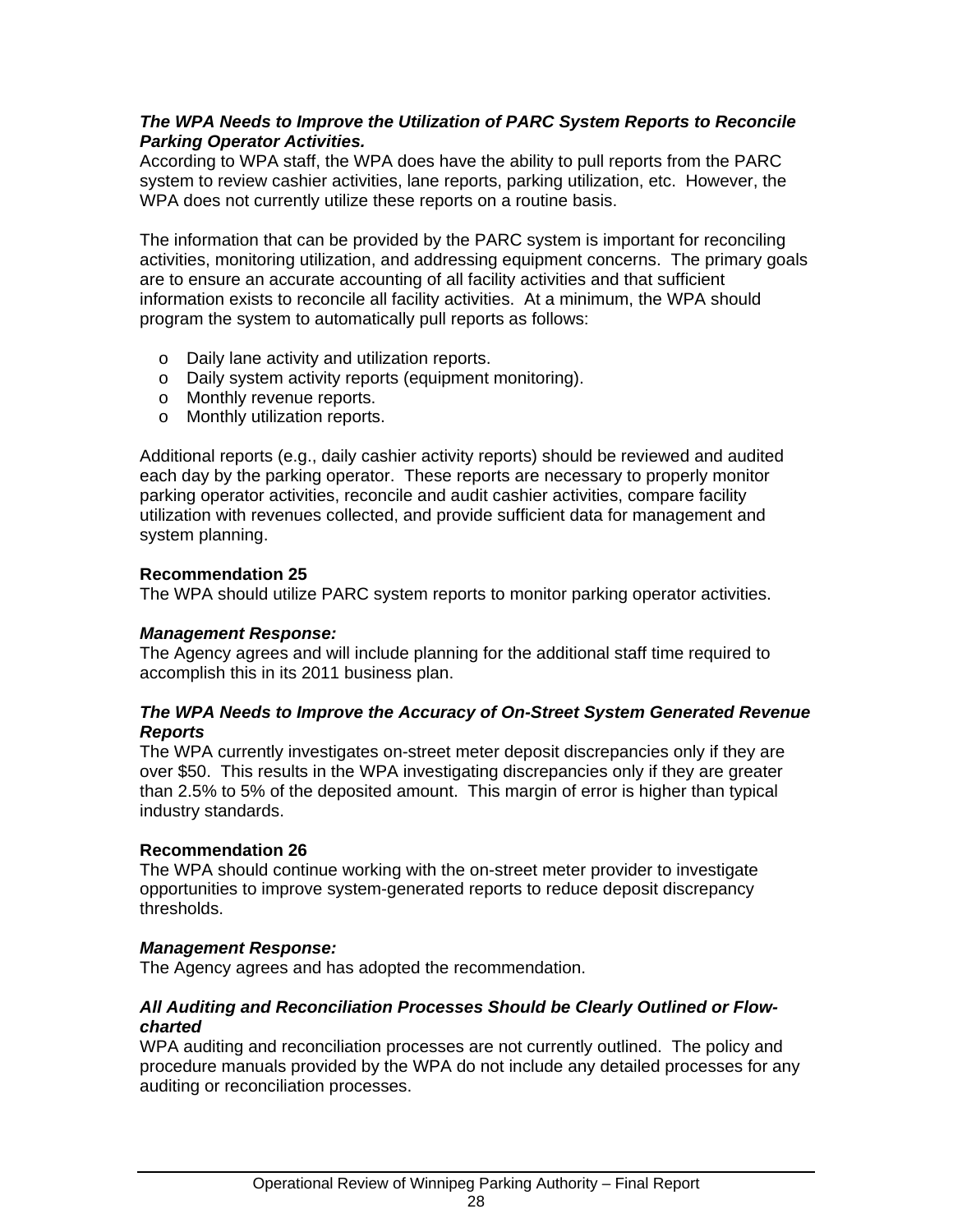***The WPA Needs to Improve the Utilization of PARC System Reports to Reconcile Parking Operator Activities.***

According to WPA staff, the WPA does have the ability to pull reports from the PARC system to review cashier activities, lane reports, parking utilization, etc. However, the WPA does not currently utilize these reports on a routine basis.

The information that can be provided by the PARC system is important for reconciling activities, monitoring utilization, and addressing equipment concerns. The primary goals are to ensure an accurate accounting of all facility activities and that sufficient information exists to reconcile all facility activities. At a minimum, the WPA should program the system to automatically pull reports as follows:

- Daily lane activity and utilization reports.
- Daily system activity reports (equipment monitoring).
- Monthly revenue reports.
- Monthly utilization reports.

Additional reports (e.g., daily cashier activity reports) should be reviewed and audited each day by the parking operator. These reports are necessary to properly monitor parking operator activities, reconcile and audit cashier activities, compare facility utilization with revenues collected, and provide sufficient data for management and system planning.

**Recommendation 25**

The WPA should utilize PARC system reports to monitor parking operator activities.

***Management Response:***

The Agency agrees and will include planning for the additional staff time required to accomplish this in its 2011 business plan.

***The WPA Needs to Improve the Accuracy of On-Street System Generated Revenue Reports***

The WPA currently investigates on-street meter deposit discrepancies only if they are over $50. This results in the WPA investigating discrepancies only if they are greater than 2.5% to 5% of the deposited amount. This margin of error is higher than typical industry standards.

**Recommendation 26**

The WPA should continue working with the on-street meter provider to investigate opportunities to improve system-generated reports to reduce deposit discrepancy thresholds.

***Management Response:***

The Agency agrees and has adopted the recommendation.

***All Auditing and Reconciliation Processes Should be Clearly Outlined or Flow-charted***

WPA auditing and reconciliation processes are not currently outlined. The policy and procedure manuals provided by the WPA do not include any detailed processes for any auditing or reconciliation processes.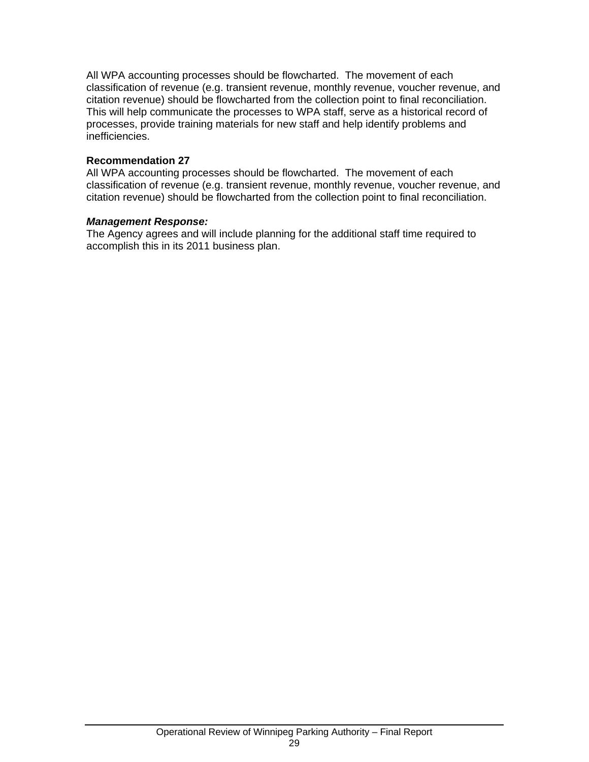All WPA accounting processes should be flowcharted.  The movement of each classification of revenue (e.g. transient revenue, monthly revenue, voucher revenue, and citation revenue) should be flowcharted from the collection point to final reconciliation. This will help communicate the processes to WPA staff, serve as a historical record of processes, provide training materials for new staff and help identify problems and inefficiencies.

**Recommendation 27**
All WPA accounting processes should be flowcharted.  The movement of each classification of revenue (e.g. transient revenue, monthly revenue, voucher revenue, and citation revenue) should be flowcharted from the collection point to final reconciliation.

***Management Response:***
The Agency agrees and will include planning for the additional staff time required to accomplish this in its 2011 business plan.